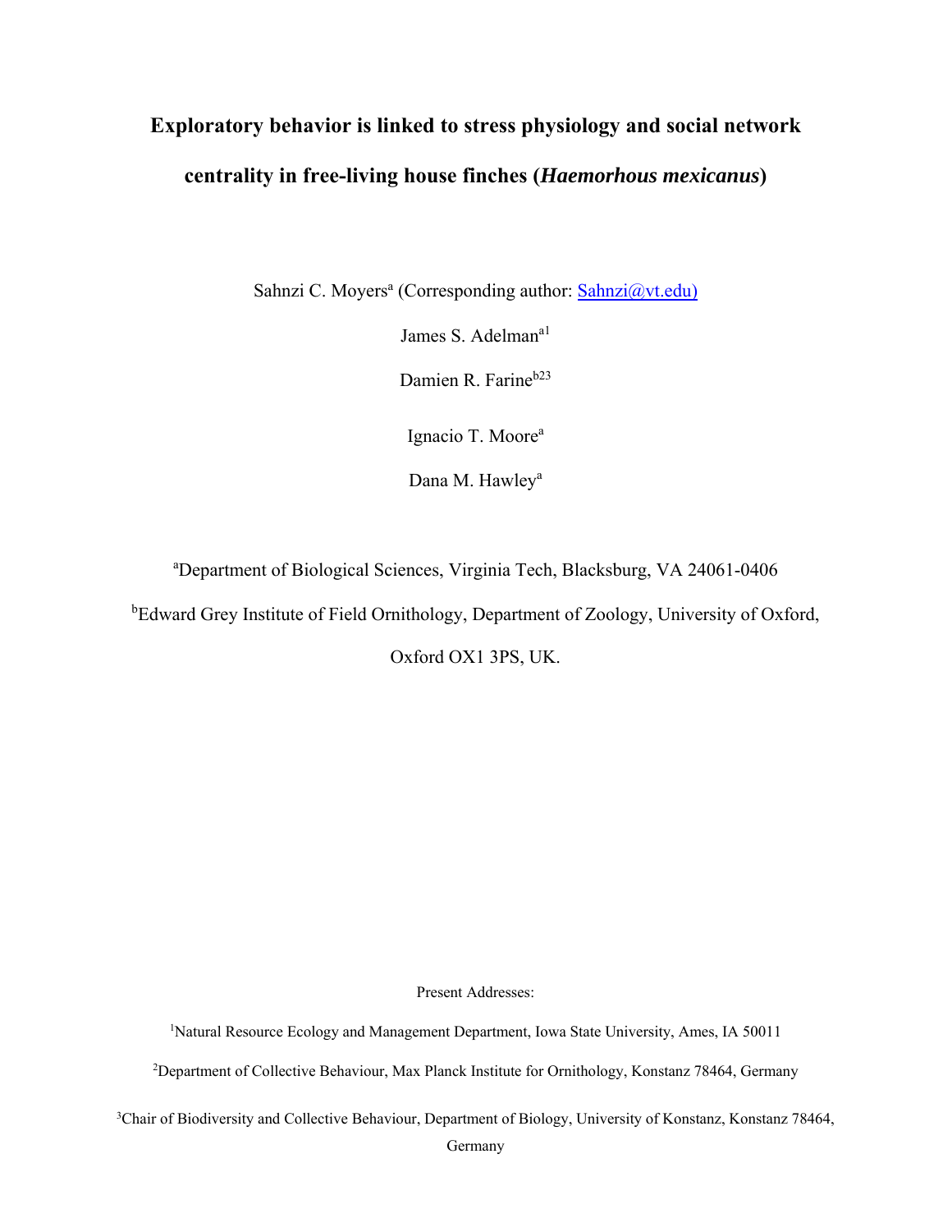# Exploratory behavior is linked to stress physiology and social network centrality in free-living house finches (*Haemorhous mexicanus*)

Sahnzi C. Moyers[a] (Corresponding author: Sahnzi@vt.edu)

James S. Adelman[a1]

Damien R. Farine[b23]

Ignacio T. Moore[a]

Dana M. Hawley[a]

[a]Department of Biological Sciences, Virginia Tech, Blacksburg, VA 24061-0406

[b]Edward Grey Institute of Field Ornithology, Department of Zoology, University of Oxford, Oxford OX1 3PS, UK.

Present Addresses:

[1]Natural Resource Ecology and Management Department, Iowa State University, Ames, IA 50011

[2]Department of Collective Behaviour, Max Planck Institute for Ornithology, Konstanz 78464, Germany

[3]Chair of Biodiversity and Collective Behaviour, Department of Biology, University of Konstanz, Konstanz 78464, Germany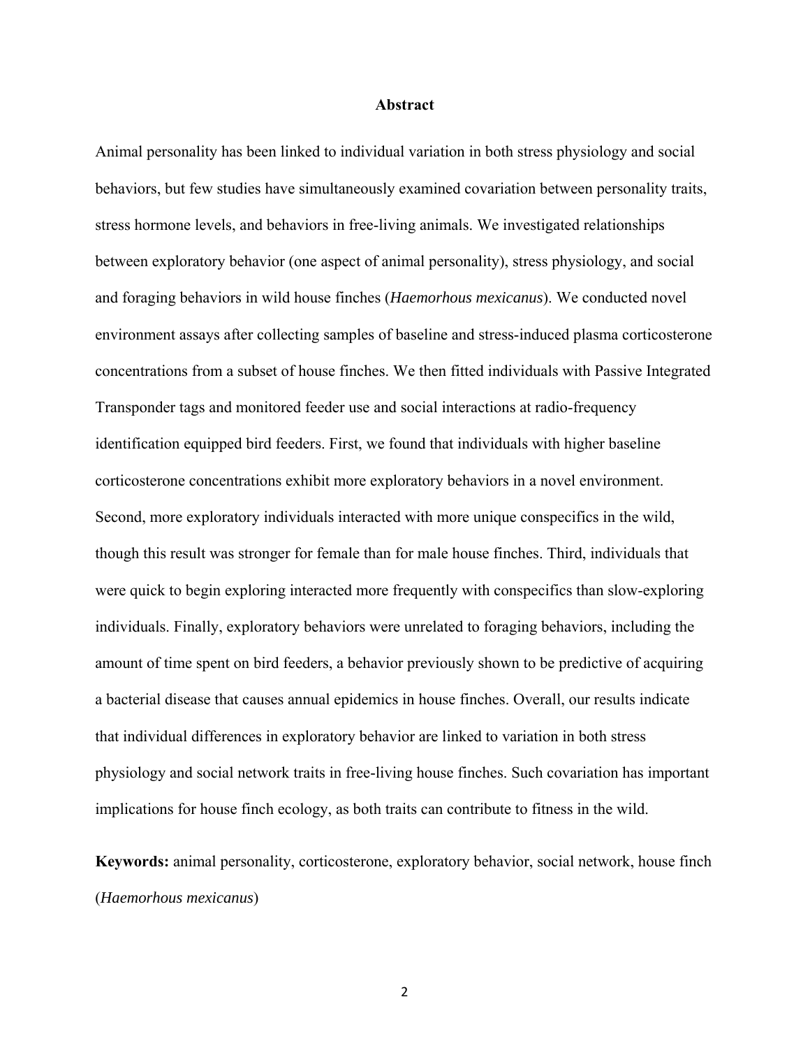## Abstract

Animal personality has been linked to individual variation in both stress physiology and social behaviors, but few studies have simultaneously examined covariation between personality traits, stress hormone levels, and behaviors in free-living animals. We investigated relationships between exploratory behavior (one aspect of animal personality), stress physiology, and social and foraging behaviors in wild house finches (*Haemorhous mexicanus*). We conducted novel environment assays after collecting samples of baseline and stress-induced plasma corticosterone concentrations from a subset of house finches. We then fitted individuals with Passive Integrated Transponder tags and monitored feeder use and social interactions at radio-frequency identification equipped bird feeders. First, we found that individuals with higher baseline corticosterone concentrations exhibit more exploratory behaviors in a novel environment. Second, more exploratory individuals interacted with more unique conspecifics in the wild, though this result was stronger for female than for male house finches. Third, individuals that were quick to begin exploring interacted more frequently with conspecifics than slow-exploring individuals. Finally, exploratory behaviors were unrelated to foraging behaviors, including the amount of time spent on bird feeders, a behavior previously shown to be predictive of acquiring a bacterial disease that causes annual epidemics in house finches. Overall, our results indicate that individual differences in exploratory behavior are linked to variation in both stress physiology and social network traits in free-living house finches. Such covariation has important implications for house finch ecology, as both traits can contribute to fitness in the wild.

**Keywords:** animal personality, corticosterone, exploratory behavior, social network, house finch (*Haemorhous mexicanus*)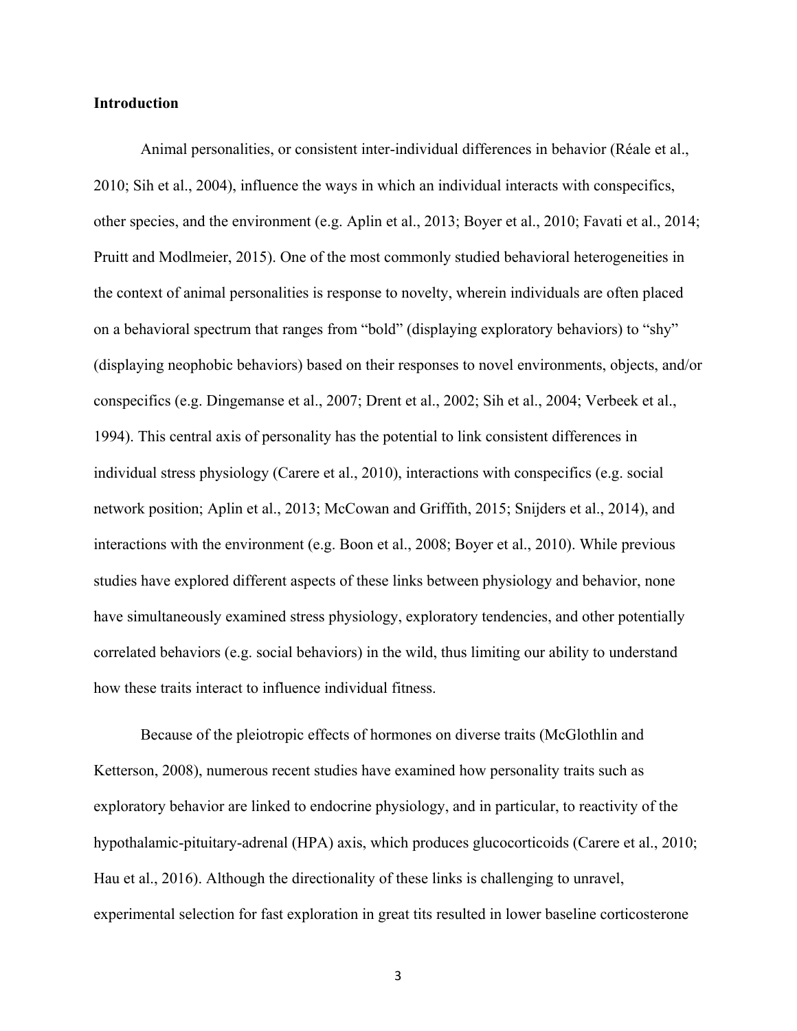## Introduction

Animal personalities, or consistent inter-individual differences in behavior (Réale et al., 2010; Sih et al., 2004), influence the ways in which an individual interacts with conspecifics, other species, and the environment (e.g. Aplin et al., 2013; Boyer et al., 2010; Favati et al., 2014; Pruitt and Modlmeier, 2015). One of the most commonly studied behavioral heterogeneities in the context of animal personalities is response to novelty, wherein individuals are often placed on a behavioral spectrum that ranges from "bold" (displaying exploratory behaviors) to "shy" (displaying neophobic behaviors) based on their responses to novel environments, objects, and/or conspecifics (e.g. Dingemanse et al., 2007; Drent et al., 2002; Sih et al., 2004; Verbeek et al., 1994). This central axis of personality has the potential to link consistent differences in individual stress physiology (Carere et al., 2010), interactions with conspecifics (e.g. social network position; Aplin et al., 2013; McCowan and Griffith, 2015; Snijders et al., 2014), and interactions with the environment (e.g. Boon et al., 2008; Boyer et al., 2010). While previous studies have explored different aspects of these links between physiology and behavior, none have simultaneously examined stress physiology, exploratory tendencies, and other potentially correlated behaviors (e.g. social behaviors) in the wild, thus limiting our ability to understand how these traits interact to influence individual fitness.

Because of the pleiotropic effects of hormones on diverse traits (McGlothlin and Ketterson, 2008), numerous recent studies have examined how personality traits such as exploratory behavior are linked to endocrine physiology, and in particular, to reactivity of the hypothalamic-pituitary-adrenal (HPA) axis, which produces glucocorticoids (Carere et al., 2010; Hau et al., 2016). Although the directionality of these links is challenging to unravel, experimental selection for fast exploration in great tits resulted in lower baseline corticosterone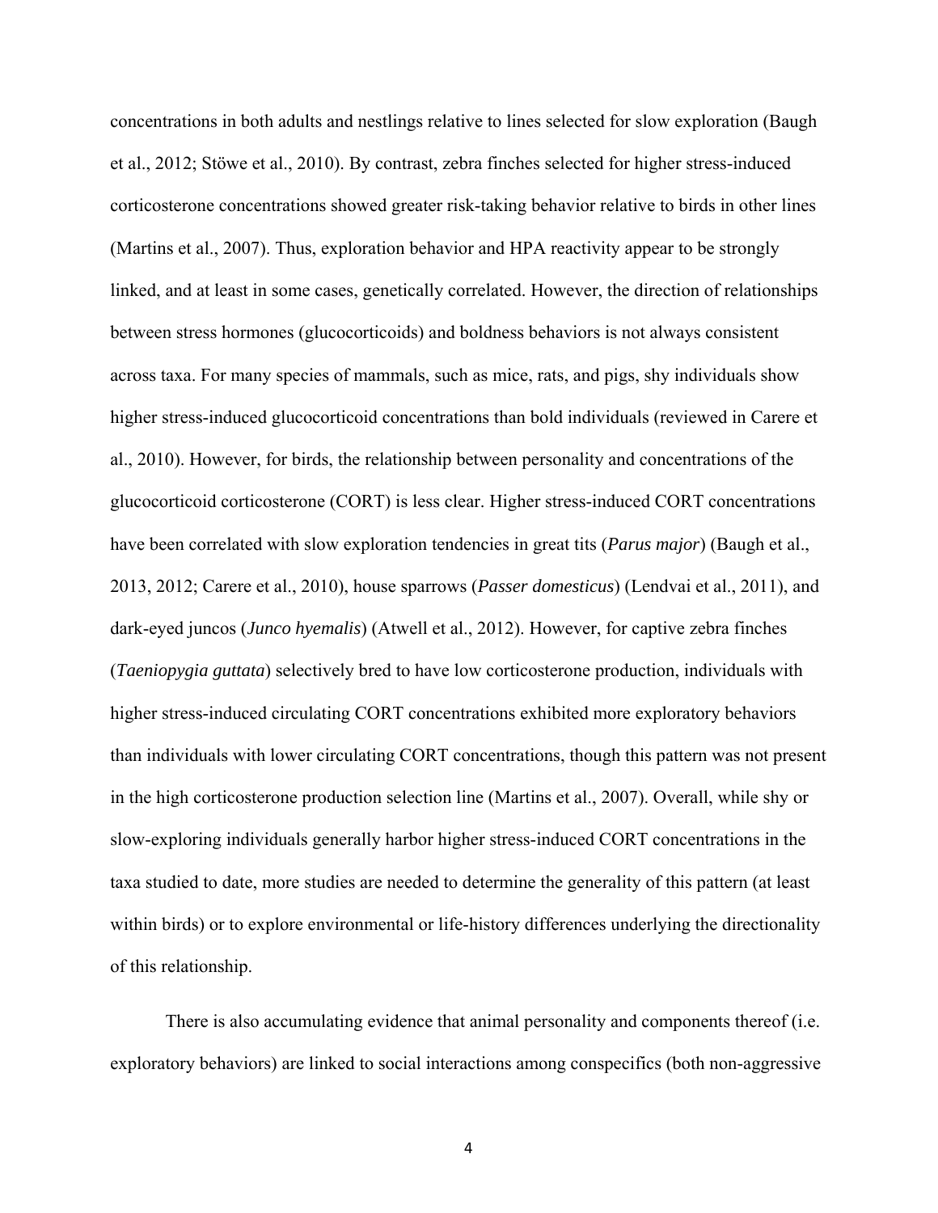concentrations in both adults and nestlings relative to lines selected for slow exploration (Baugh et al., 2012; Stöwe et al., 2010). By contrast, zebra finches selected for higher stress-induced corticosterone concentrations showed greater risk-taking behavior relative to birds in other lines (Martins et al., 2007). Thus, exploration behavior and HPA reactivity appear to be strongly linked, and at least in some cases, genetically correlated. However, the direction of relationships between stress hormones (glucocorticoids) and boldness behaviors is not always consistent across taxa. For many species of mammals, such as mice, rats, and pigs, shy individuals show higher stress-induced glucocorticoid concentrations than bold individuals (reviewed in Carere et al., 2010). However, for birds, the relationship between personality and concentrations of the glucocorticoid corticosterone (CORT) is less clear. Higher stress-induced CORT concentrations have been correlated with slow exploration tendencies in great tits (*Parus major*) (Baugh et al., 2013, 2012; Carere et al., 2010), house sparrows (*Passer domesticus*) (Lendvai et al., 2011), and dark-eyed juncos (*Junco hyemalis*) (Atwell et al., 2012). However, for captive zebra finches (*Taeniopygia guttata*) selectively bred to have low corticosterone production, individuals with higher stress-induced circulating CORT concentrations exhibited more exploratory behaviors than individuals with lower circulating CORT concentrations, though this pattern was not present in the high corticosterone production selection line (Martins et al., 2007). Overall, while shy or slow-exploring individuals generally harbor higher stress-induced CORT concentrations in the taxa studied to date, more studies are needed to determine the generality of this pattern (at least within birds) or to explore environmental or life-history differences underlying the directionality of this relationship.

There is also accumulating evidence that animal personality and components thereof (i.e. exploratory behaviors) are linked to social interactions among conspecifics (both non-aggressive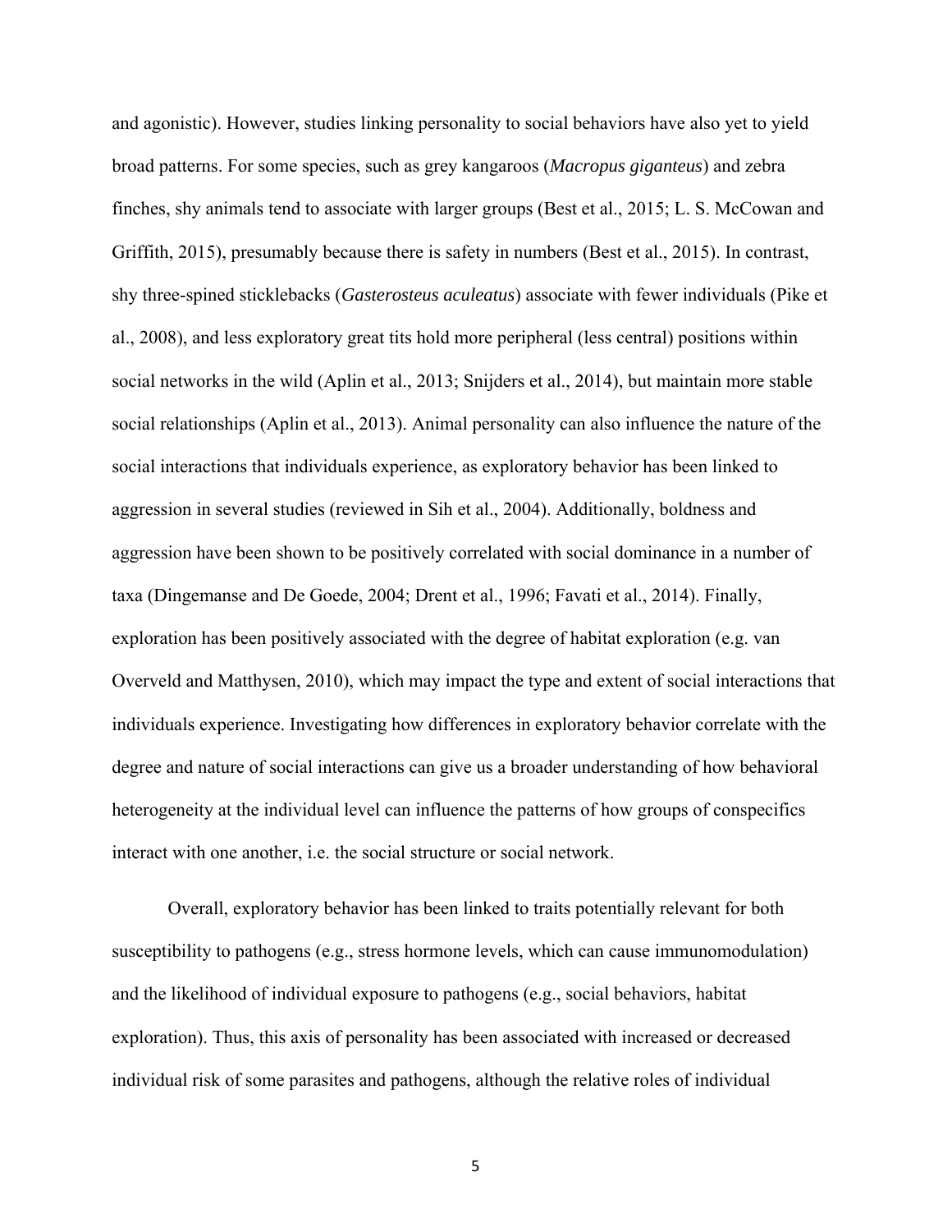and agonistic). However, studies linking personality to social behaviors have also yet to yield broad patterns. For some species, such as grey kangaroos (*Macropus giganteus*) and zebra finches, shy animals tend to associate with larger groups (Best et al., 2015; L. S. McCowan and Griffith, 2015), presumably because there is safety in numbers (Best et al., 2015). In contrast, shy three-spined sticklebacks (*Gasterosteus aculeatus*) associate with fewer individuals (Pike et al., 2008), and less exploratory great tits hold more peripheral (less central) positions within social networks in the wild (Aplin et al., 2013; Snijders et al., 2014), but maintain more stable social relationships (Aplin et al., 2013). Animal personality can also influence the nature of the social interactions that individuals experience, as exploratory behavior has been linked to aggression in several studies (reviewed in Sih et al., 2004). Additionally, boldness and aggression have been shown to be positively correlated with social dominance in a number of taxa (Dingemanse and De Goede, 2004; Drent et al., 1996; Favati et al., 2014). Finally, exploration has been positively associated with the degree of habitat exploration (e.g. van Overveld and Matthysen, 2010), which may impact the type and extent of social interactions that individuals experience. Investigating how differences in exploratory behavior correlate with the degree and nature of social interactions can give us a broader understanding of how behavioral heterogeneity at the individual level can influence the patterns of how groups of conspecifics interact with one another, i.e. the social structure or social network.

Overall, exploratory behavior has been linked to traits potentially relevant for both susceptibility to pathogens (e.g., stress hormone levels, which can cause immunomodulation) and the likelihood of individual exposure to pathogens (e.g., social behaviors, habitat exploration). Thus, this axis of personality has been associated with increased or decreased individual risk of some parasites and pathogens, although the relative roles of individual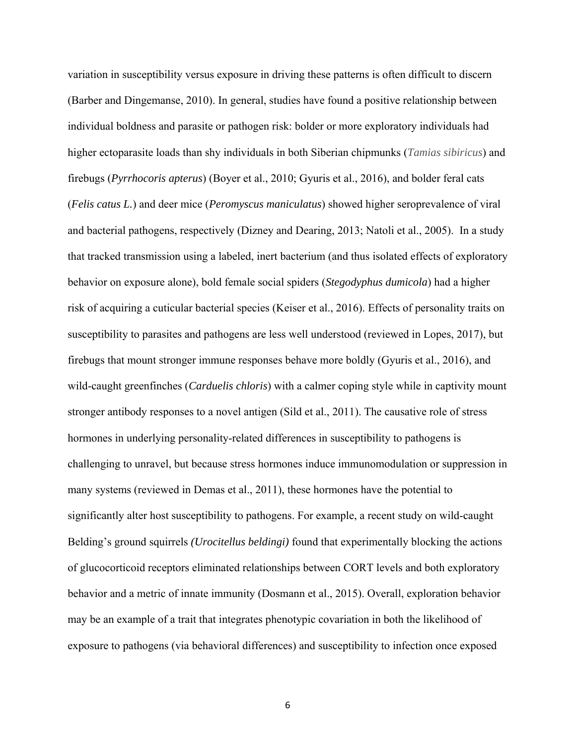variation in susceptibility versus exposure in driving these patterns is often difficult to discern (Barber and Dingemanse, 2010). In general, studies have found a positive relationship between individual boldness and parasite or pathogen risk: bolder or more exploratory individuals had higher ectoparasite loads than shy individuals in both Siberian chipmunks (*Tamias sibiricus*) and firebugs (*Pyrrhocoris apterus*) (Boyer et al., 2010; Gyuris et al., 2016), and bolder feral cats (*Felis catus L.*) and deer mice (*Peromyscus maniculatus*) showed higher seroprevalence of viral and bacterial pathogens, respectively (Dizney and Dearing, 2013; Natoli et al., 2005). In a study that tracked transmission using a labeled, inert bacterium (and thus isolated effects of exploratory behavior on exposure alone), bold female social spiders (*Stegodyphus dumicola*) had a higher risk of acquiring a cuticular bacterial species (Keiser et al., 2016). Effects of personality traits on susceptibility to parasites and pathogens are less well understood (reviewed in Lopes, 2017), but firebugs that mount stronger immune responses behave more boldly (Gyuris et al., 2016), and wild-caught greenfinches (*Carduelis chloris*) with a calmer coping style while in captivity mount stronger antibody responses to a novel antigen (Sild et al., 2011). The causative role of stress hormones in underlying personality-related differences in susceptibility to pathogens is challenging to unravel, but because stress hormones induce immunomodulation or suppression in many systems (reviewed in Demas et al., 2011), these hormones have the potential to significantly alter host susceptibility to pathogens. For example, a recent study on wild-caught Belding's ground squirrels *(Urocitellus beldingi)* found that experimentally blocking the actions of glucocorticoid receptors eliminated relationships between CORT levels and both exploratory behavior and a metric of innate immunity (Dosmann et al., 2015). Overall, exploration behavior may be an example of a trait that integrates phenotypic covariation in both the likelihood of exposure to pathogens (via behavioral differences) and susceptibility to infection once exposed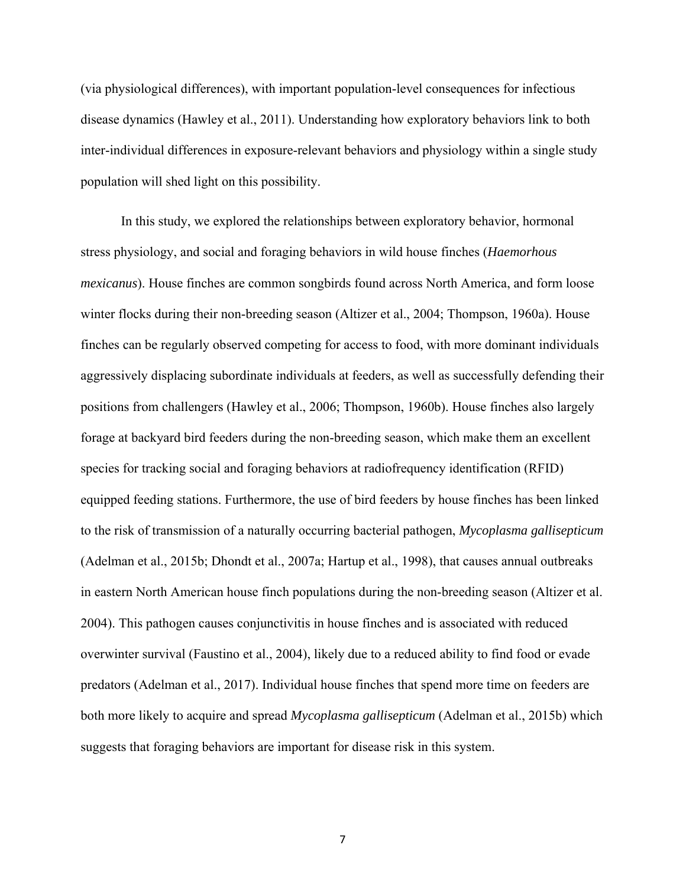(via physiological differences), with important population-level consequences for infectious disease dynamics (Hawley et al., 2011). Understanding how exploratory behaviors link to both inter-individual differences in exposure-relevant behaviors and physiology within a single study population will shed light on this possibility.

In this study, we explored the relationships between exploratory behavior, hormonal stress physiology, and social and foraging behaviors in wild house finches (*Haemorhous mexicanus*). House finches are common songbirds found across North America, and form loose winter flocks during their non-breeding season (Altizer et al., 2004; Thompson, 1960a). House finches can be regularly observed competing for access to food, with more dominant individuals aggressively displacing subordinate individuals at feeders, as well as successfully defending their positions from challengers (Hawley et al., 2006; Thompson, 1960b). House finches also largely forage at backyard bird feeders during the non-breeding season, which make them an excellent species for tracking social and foraging behaviors at radiofrequency identification (RFID) equipped feeding stations. Furthermore, the use of bird feeders by house finches has been linked to the risk of transmission of a naturally occurring bacterial pathogen, *Mycoplasma gallisepticum* (Adelman et al., 2015b; Dhondt et al., 2007a; Hartup et al., 1998), that causes annual outbreaks in eastern North American house finch populations during the non-breeding season (Altizer et al. 2004). This pathogen causes conjunctivitis in house finches and is associated with reduced overwinter survival (Faustino et al., 2004), likely due to a reduced ability to find food or evade predators (Adelman et al., 2017). Individual house finches that spend more time on feeders are both more likely to acquire and spread *Mycoplasma gallisepticum* (Adelman et al., 2015b) which suggests that foraging behaviors are important for disease risk in this system.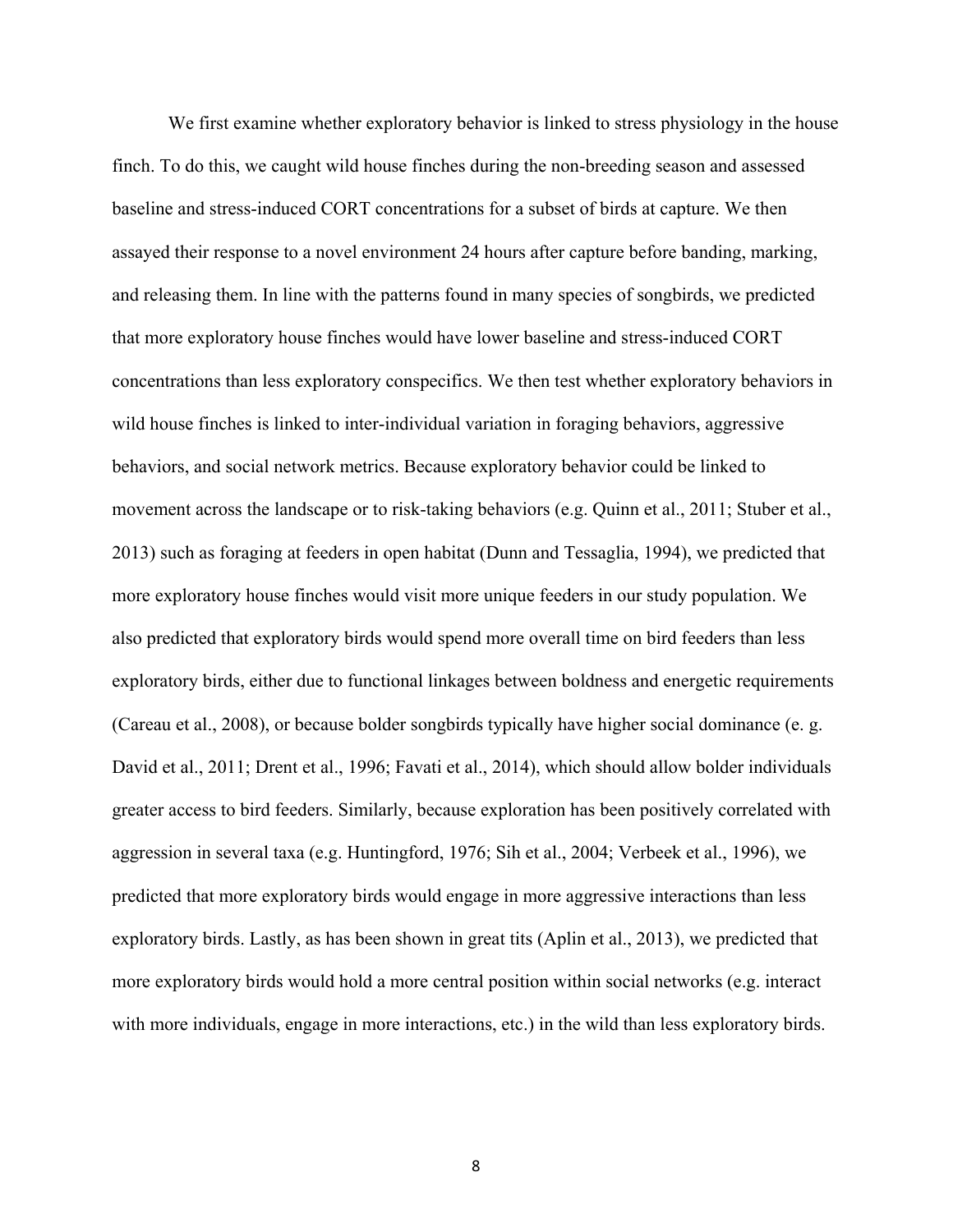We first examine whether exploratory behavior is linked to stress physiology in the house finch. To do this, we caught wild house finches during the non-breeding season and assessed baseline and stress-induced CORT concentrations for a subset of birds at capture. We then assayed their response to a novel environment 24 hours after capture before banding, marking, and releasing them. In line with the patterns found in many species of songbirds, we predicted that more exploratory house finches would have lower baseline and stress-induced CORT concentrations than less exploratory conspecifics. We then test whether exploratory behaviors in wild house finches is linked to inter-individual variation in foraging behaviors, aggressive behaviors, and social network metrics. Because exploratory behavior could be linked to movement across the landscape or to risk-taking behaviors (e.g. Quinn et al., 2011; Stuber et al., 2013) such as foraging at feeders in open habitat (Dunn and Tessaglia, 1994), we predicted that more exploratory house finches would visit more unique feeders in our study population. We also predicted that exploratory birds would spend more overall time on bird feeders than less exploratory birds, either due to functional linkages between boldness and energetic requirements (Careau et al., 2008), or because bolder songbirds typically have higher social dominance (e. g. David et al., 2011; Drent et al., 1996; Favati et al., 2014), which should allow bolder individuals greater access to bird feeders. Similarly, because exploration has been positively correlated with aggression in several taxa (e.g. Huntingford, 1976; Sih et al., 2004; Verbeek et al., 1996), we predicted that more exploratory birds would engage in more aggressive interactions than less exploratory birds. Lastly, as has been shown in great tits (Aplin et al., 2013), we predicted that more exploratory birds would hold a more central position within social networks (e.g. interact with more individuals, engage in more interactions, etc.) in the wild than less exploratory birds.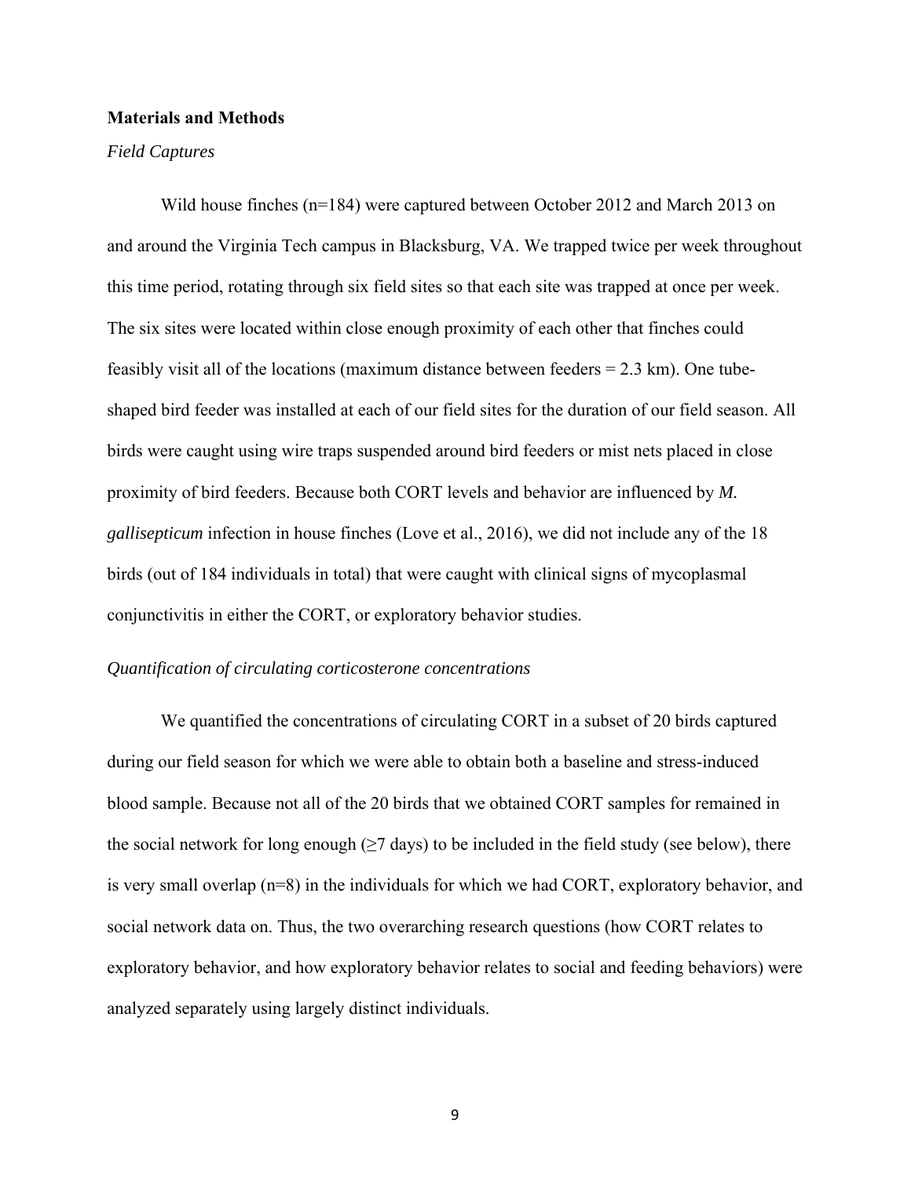## Materials and Methods

### *Field Captures*

Wild house finches (n=184) were captured between October 2012 and March 2013 on and around the Virginia Tech campus in Blacksburg, VA. We trapped twice per week throughout this time period, rotating through six field sites so that each site was trapped at once per week. The six sites were located within close enough proximity of each other that finches could feasibly visit all of the locations (maximum distance between feeders = 2.3 km). One tube-shaped bird feeder was installed at each of our field sites for the duration of our field season. All birds were caught using wire traps suspended around bird feeders or mist nets placed in close proximity of bird feeders. Because both CORT levels and behavior are influenced by *M. gallisepticum* infection in house finches (Love et al., 2016), we did not include any of the 18 birds (out of 184 individuals in total) that were caught with clinical signs of mycoplasmal conjunctivitis in either the CORT, or exploratory behavior studies.

### *Quantification of circulating corticosterone concentrations*

We quantified the concentrations of circulating CORT in a subset of 20 birds captured during our field season for which we were able to obtain both a baseline and stress-induced blood sample. Because not all of the 20 birds that we obtained CORT samples for remained in the social network for long enough (≥7 days) to be included in the field study (see below), there is very small overlap (n=8) in the individuals for which we had CORT, exploratory behavior, and social network data on. Thus, the two overarching research questions (how CORT relates to exploratory behavior, and how exploratory behavior relates to social and feeding behaviors) were analyzed separately using largely distinct individuals.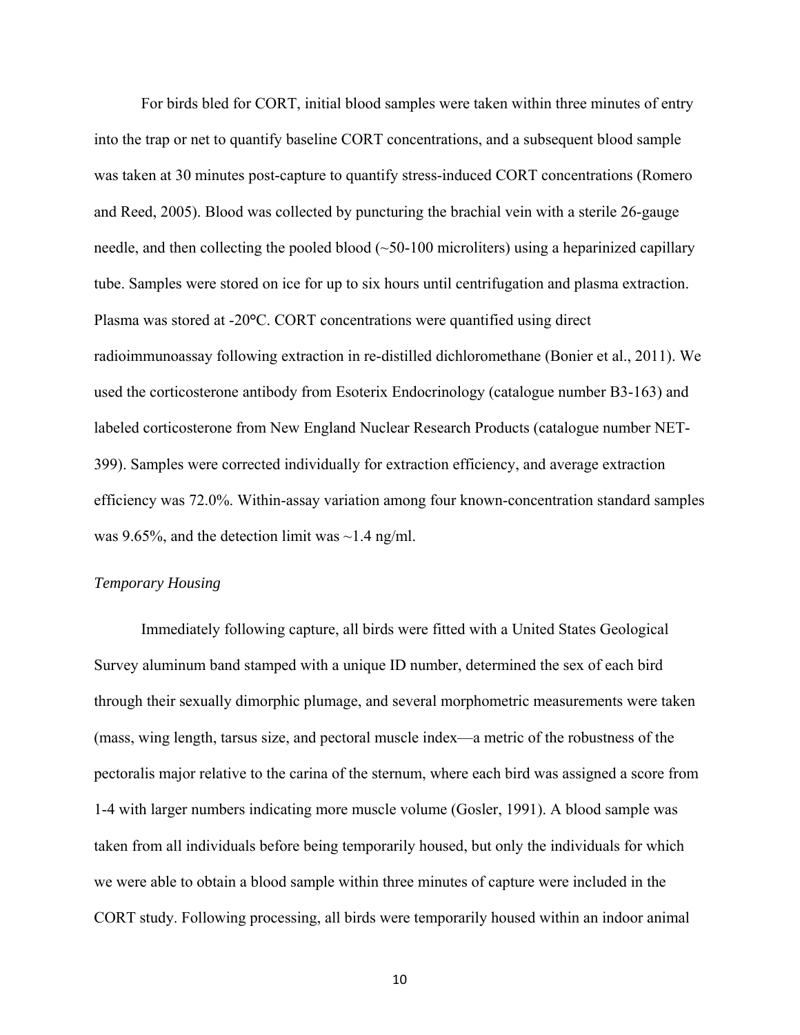For birds bled for CORT, initial blood samples were taken within three minutes of entry into the trap or net to quantify baseline CORT concentrations, and a subsequent blood sample was taken at 30 minutes post-capture to quantify stress-induced CORT concentrations (Romero and Reed, 2005). Blood was collected by puncturing the brachial vein with a sterile 26-gauge needle, and then collecting the pooled blood (~50-100 microliters) using a heparinized capillary tube. Samples were stored on ice for up to six hours until centrifugation and plasma extraction. Plasma was stored at -20°C. CORT concentrations were quantified using direct radioimmunoassay following extraction in re-distilled dichloromethane (Bonier et al., 2011). We used the corticosterone antibody from Esoterix Endocrinology (catalogue number B3-163) and labeled corticosterone from New England Nuclear Research Products (catalogue number NET-399). Samples were corrected individually for extraction efficiency, and average extraction efficiency was 72.0%. Within-assay variation among four known-concentration standard samples was 9.65%, and the detection limit was ~1.4 ng/ml.

### *Temporary Housing*

Immediately following capture, all birds were fitted with a United States Geological Survey aluminum band stamped with a unique ID number, determined the sex of each bird through their sexually dimorphic plumage, and several morphometric measurements were taken (mass, wing length, tarsus size, and pectoral muscle index—a metric of the robustness of the pectoralis major relative to the carina of the sternum, where each bird was assigned a score from 1-4 with larger numbers indicating more muscle volume (Gosler, 1991). A blood sample was taken from all individuals before being temporarily housed, but only the individuals for which we were able to obtain a blood sample within three minutes of capture were included in the CORT study. Following processing, all birds were temporarily housed within an indoor animal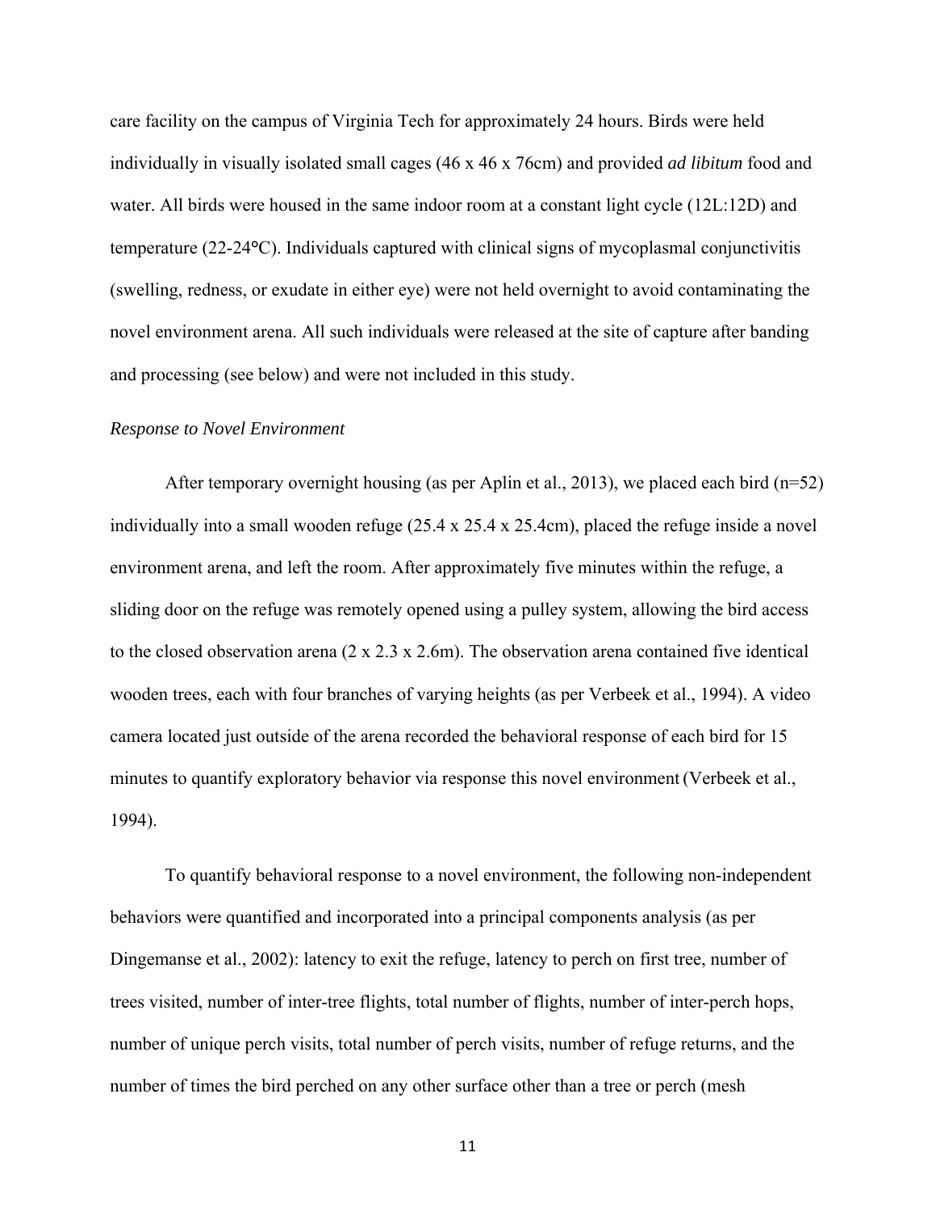care facility on the campus of Virginia Tech for approximately 24 hours. Birds were held individually in visually isolated small cages (46 x 46 x 76cm) and provided *ad libitum* food and water. All birds were housed in the same indoor room at a constant light cycle (12L:12D) and temperature (22-24°C). Individuals captured with clinical signs of mycoplasmal conjunctivitis (swelling, redness, or exudate in either eye) were not held overnight to avoid contaminating the novel environment arena. All such individuals were released at the site of capture after banding and processing (see below) and were not included in this study.

*Response to Novel Environment*

After temporary overnight housing (as per Aplin et al., 2013), we placed each bird (n=52) individually into a small wooden refuge (25.4 x 25.4 x 25.4cm), placed the refuge inside a novel environment arena, and left the room. After approximately five minutes within the refuge, a sliding door on the refuge was remotely opened using a pulley system, allowing the bird access to the closed observation arena (2 x 2.3 x 2.6m). The observation arena contained five identical wooden trees, each with four branches of varying heights (as per Verbeek et al., 1994). A video camera located just outside of the arena recorded the behavioral response of each bird for 15 minutes to quantify exploratory behavior via response this novel environment (Verbeek et al., 1994).

To quantify behavioral response to a novel environment, the following non-independent behaviors were quantified and incorporated into a principal components analysis (as per Dingemanse et al., 2002): latency to exit the refuge, latency to perch on first tree, number of trees visited, number of inter-tree flights, total number of flights, number of inter-perch hops, number of unique perch visits, total number of perch visits, number of refuge returns, and the number of times the bird perched on any other surface other than a tree or perch (mesh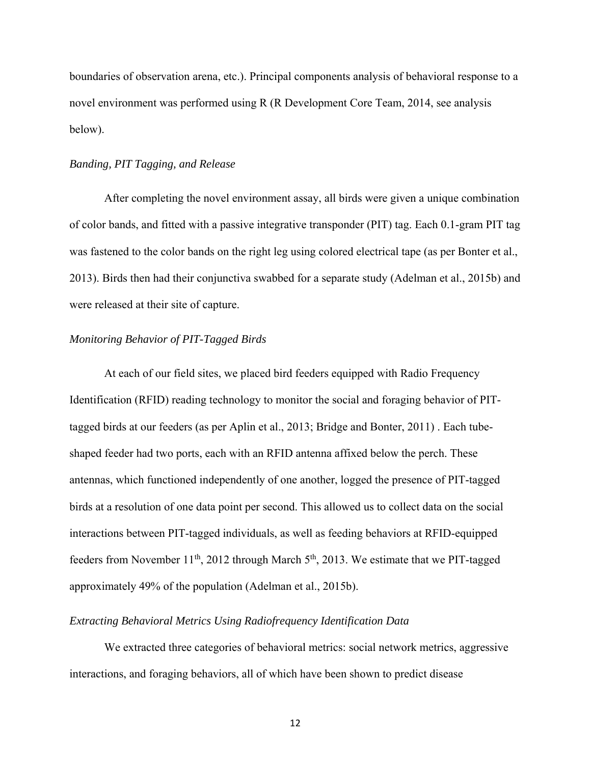boundaries of observation arena, etc.). Principal components analysis of behavioral response to a novel environment was performed using R (R Development Core Team, 2014, see analysis below).

### *Banding, PIT Tagging, and Release*

After completing the novel environment assay, all birds were given a unique combination of color bands, and fitted with a passive integrative transponder (PIT) tag. Each 0.1-gram PIT tag was fastened to the color bands on the right leg using colored electrical tape (as per Bonter et al., 2013). Birds then had their conjunctiva swabbed for a separate study (Adelman et al., 2015b) and were released at their site of capture.

### *Monitoring Behavior of PIT-Tagged Birds*

At each of our field sites, we placed bird feeders equipped with Radio Frequency Identification (RFID) reading technology to monitor the social and foraging behavior of PIT-tagged birds at our feeders (as per Aplin et al., 2013; Bridge and Bonter, 2011) . Each tube-shaped feeder had two ports, each with an RFID antenna affixed below the perch. These antennas, which functioned independently of one another, logged the presence of PIT-tagged birds at a resolution of one data point per second. This allowed us to collect data on the social interactions between PIT-tagged individuals, as well as feeding behaviors at RFID-equipped feeders from November 11th, 2012 through March 5th, 2013. We estimate that we PIT-tagged approximately 49% of the population (Adelman et al., 2015b).

### *Extracting Behavioral Metrics Using Radiofrequency Identification Data*

We extracted three categories of behavioral metrics: social network metrics, aggressive interactions, and foraging behaviors, all of which have been shown to predict disease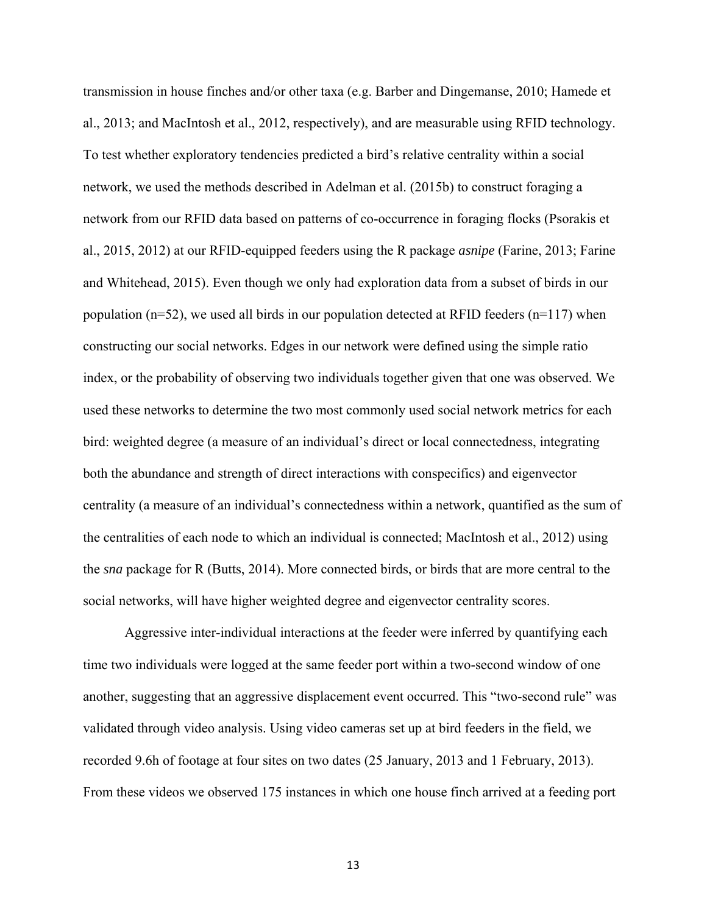transmission in house finches and/or other taxa (e.g. Barber and Dingemanse, 2010; Hamede et al., 2013; and MacIntosh et al., 2012, respectively), and are measurable using RFID technology. To test whether exploratory tendencies predicted a bird's relative centrality within a social network, we used the methods described in Adelman et al. (2015b) to construct foraging a network from our RFID data based on patterns of co-occurrence in foraging flocks (Psorakis et al., 2015, 2012) at our RFID-equipped feeders using the R package *asnipe* (Farine, 2013; Farine and Whitehead, 2015). Even though we only had exploration data from a subset of birds in our population (n=52), we used all birds in our population detected at RFID feeders (n=117) when constructing our social networks. Edges in our network were defined using the simple ratio index, or the probability of observing two individuals together given that one was observed. We used these networks to determine the two most commonly used social network metrics for each bird: weighted degree (a measure of an individual's direct or local connectedness, integrating both the abundance and strength of direct interactions with conspecifics) and eigenvector centrality (a measure of an individual's connectedness within a network, quantified as the sum of the centralities of each node to which an individual is connected; MacIntosh et al., 2012) using the *sna* package for R (Butts, 2014). More connected birds, or birds that are more central to the social networks, will have higher weighted degree and eigenvector centrality scores.

Aggressive inter-individual interactions at the feeder were inferred by quantifying each time two individuals were logged at the same feeder port within a two-second window of one another, suggesting that an aggressive displacement event occurred. This "two-second rule" was validated through video analysis. Using video cameras set up at bird feeders in the field, we recorded 9.6h of footage at four sites on two dates (25 January, 2013 and 1 February, 2013). From these videos we observed 175 instances in which one house finch arrived at a feeding port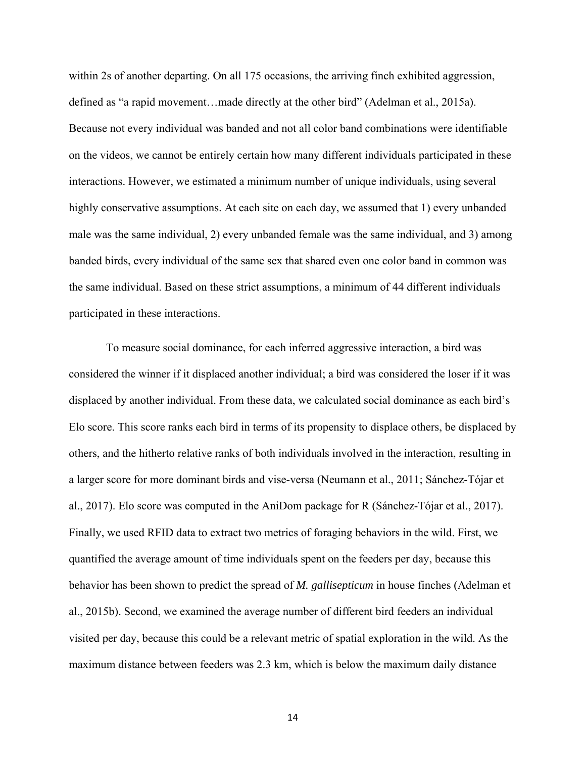within 2s of another departing. On all 175 occasions, the arriving finch exhibited aggression, defined as "a rapid movement…made directly at the other bird" (Adelman et al., 2015a). Because not every individual was banded and not all color band combinations were identifiable on the videos, we cannot be entirely certain how many different individuals participated in these interactions. However, we estimated a minimum number of unique individuals, using several highly conservative assumptions. At each site on each day, we assumed that 1) every unbanded male was the same individual, 2) every unbanded female was the same individual, and 3) among banded birds, every individual of the same sex that shared even one color band in common was the same individual. Based on these strict assumptions, a minimum of 44 different individuals participated in these interactions.

To measure social dominance, for each inferred aggressive interaction, a bird was considered the winner if it displaced another individual; a bird was considered the loser if it was displaced by another individual. From these data, we calculated social dominance as each bird's Elo score. This score ranks each bird in terms of its propensity to displace others, be displaced by others, and the hitherto relative ranks of both individuals involved in the interaction, resulting in a larger score for more dominant birds and vise-versa (Neumann et al., 2011; Sánchez-Tójar et al., 2017). Elo score was computed in the AniDom package for R (Sánchez-Tójar et al., 2017). Finally, we used RFID data to extract two metrics of foraging behaviors in the wild. First, we quantified the average amount of time individuals spent on the feeders per day, because this behavior has been shown to predict the spread of *M. gallisepticum* in house finches (Adelman et al., 2015b). Second, we examined the average number of different bird feeders an individual visited per day, because this could be a relevant metric of spatial exploration in the wild. As the maximum distance between feeders was 2.3 km, which is below the maximum daily distance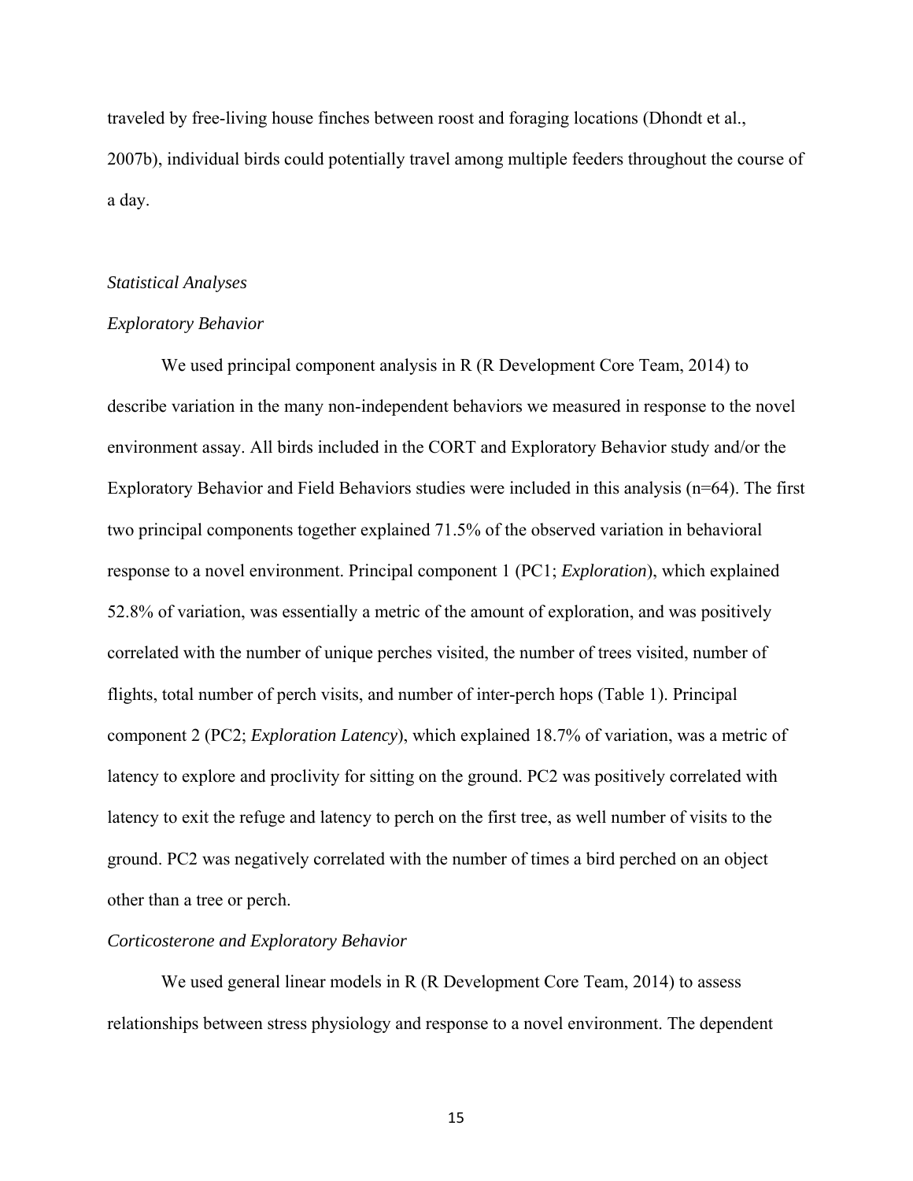traveled by free-living house finches between roost and foraging locations (Dhondt et al., 2007b), individual birds could potentially travel among multiple feeders throughout the course of a day.

*Statistical Analyses*

*Exploratory Behavior*

We used principal component analysis in R (R Development Core Team, 2014) to describe variation in the many non-independent behaviors we measured in response to the novel environment assay. All birds included in the CORT and Exploratory Behavior study and/or the Exploratory Behavior and Field Behaviors studies were included in this analysis (n=64). The first two principal components together explained 71.5% of the observed variation in behavioral response to a novel environment. Principal component 1 (PC1; *Exploration*), which explained 52.8% of variation, was essentially a metric of the amount of exploration, and was positively correlated with the number of unique perches visited, the number of trees visited, number of flights, total number of perch visits, and number of inter-perch hops (Table 1). Principal component 2 (PC2; *Exploration Latency*), which explained 18.7% of variation, was a metric of latency to explore and proclivity for sitting on the ground. PC2 was positively correlated with latency to exit the refuge and latency to perch on the first tree, as well number of visits to the ground. PC2 was negatively correlated with the number of times a bird perched on an object other than a tree or perch.

*Corticosterone and Exploratory Behavior*

We used general linear models in R (R Development Core Team, 2014) to assess relationships between stress physiology and response to a novel environment. The dependent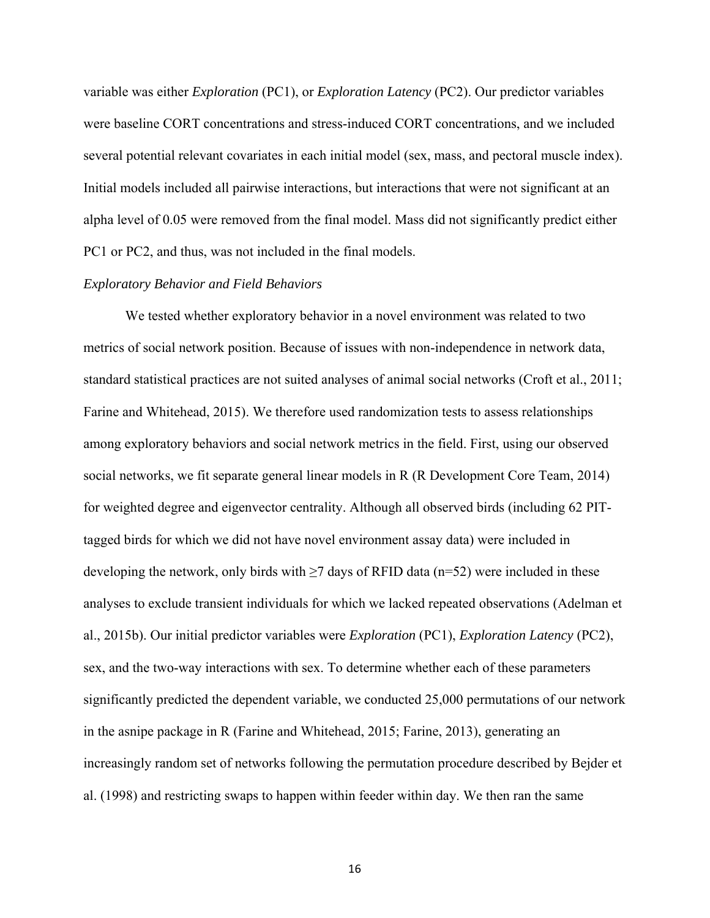variable was either *Exploration* (PC1), or *Exploration Latency* (PC2). Our predictor variables were baseline CORT concentrations and stress-induced CORT concentrations, and we included several potential relevant covariates in each initial model (sex, mass, and pectoral muscle index). Initial models included all pairwise interactions, but interactions that were not significant at an alpha level of 0.05 were removed from the final model. Mass did not significantly predict either PC1 or PC2, and thus, was not included in the final models.

*Exploratory Behavior and Field Behaviors*

We tested whether exploratory behavior in a novel environment was related to two metrics of social network position. Because of issues with non-independence in network data, standard statistical practices are not suited analyses of animal social networks (Croft et al., 2011; Farine and Whitehead, 2015). We therefore used randomization tests to assess relationships among exploratory behaviors and social network metrics in the field. First, using our observed social networks, we fit separate general linear models in R (R Development Core Team, 2014) for weighted degree and eigenvector centrality. Although all observed birds (including 62 PIT-tagged birds for which we did not have novel environment assay data) were included in developing the network, only birds with $\geq$7 days of RFID data (n=52) were included in these analyses to exclude transient individuals for which we lacked repeated observations (Adelman et al., 2015b). Our initial predictor variables were *Exploration* (PC1), *Exploration Latency* (PC2), sex, and the two-way interactions with sex. To determine whether each of these parameters significantly predicted the dependent variable, we conducted 25,000 permutations of our network in the asnipe package in R (Farine and Whitehead, 2015; Farine, 2013), generating an increasingly random set of networks following the permutation procedure described by Bejder et al. (1998) and restricting swaps to happen within feeder within day. We then ran the same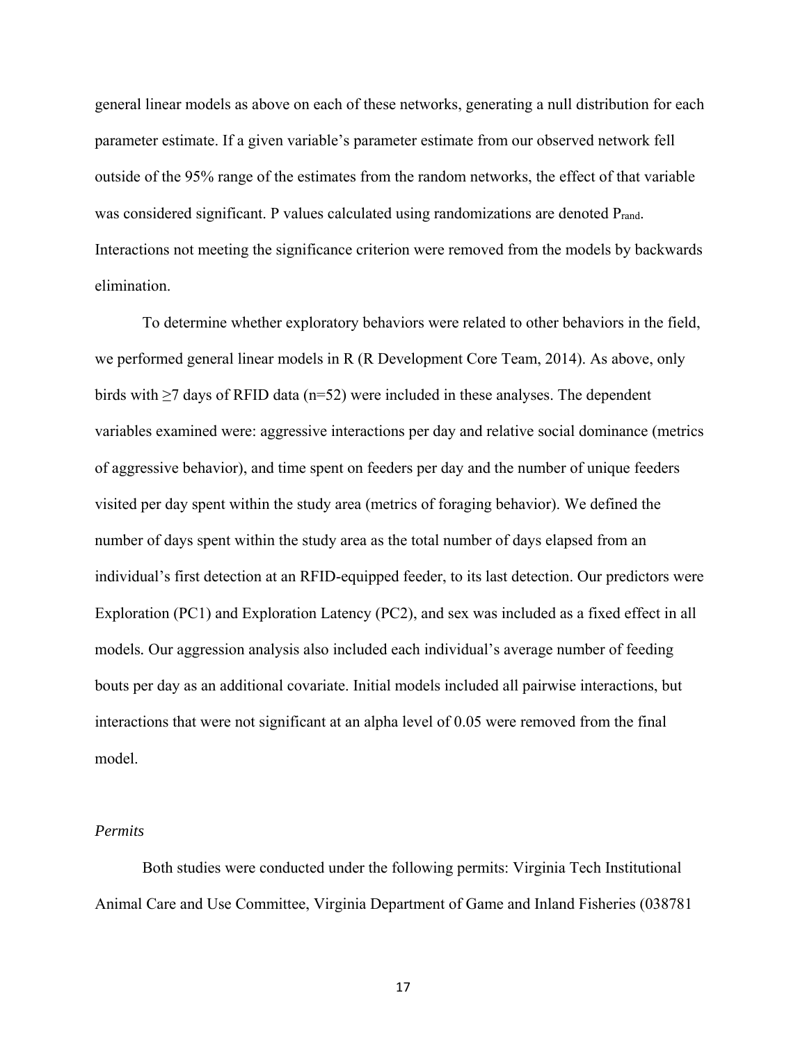general linear models as above on each of these networks, generating a null distribution for each parameter estimate. If a given variable's parameter estimate from our observed network fell outside of the 95% range of the estimates from the random networks, the effect of that variable was considered significant. P values calculated using randomizations are denoted $P_{rand}$. Interactions not meeting the significance criterion were removed from the models by backwards elimination.

To determine whether exploratory behaviors were related to other behaviors in the field, we performed general linear models in R (R Development Core Team, 2014). As above, only birds with ≥7 days of RFID data (n=52) were included in these analyses. The dependent variables examined were: aggressive interactions per day and relative social dominance (metrics of aggressive behavior), and time spent on feeders per day and the number of unique feeders visited per day spent within the study area (metrics of foraging behavior). We defined the number of days spent within the study area as the total number of days elapsed from an individual's first detection at an RFID-equipped feeder, to its last detection. Our predictors were Exploration (PC1) and Exploration Latency (PC2), and sex was included as a fixed effect in all models. Our aggression analysis also included each individual's average number of feeding bouts per day as an additional covariate. Initial models included all pairwise interactions, but interactions that were not significant at an alpha level of 0.05 were removed from the final model.

*Permits*

Both studies were conducted under the following permits: Virginia Tech Institutional Animal Care and Use Committee, Virginia Department of Game and Inland Fisheries (038781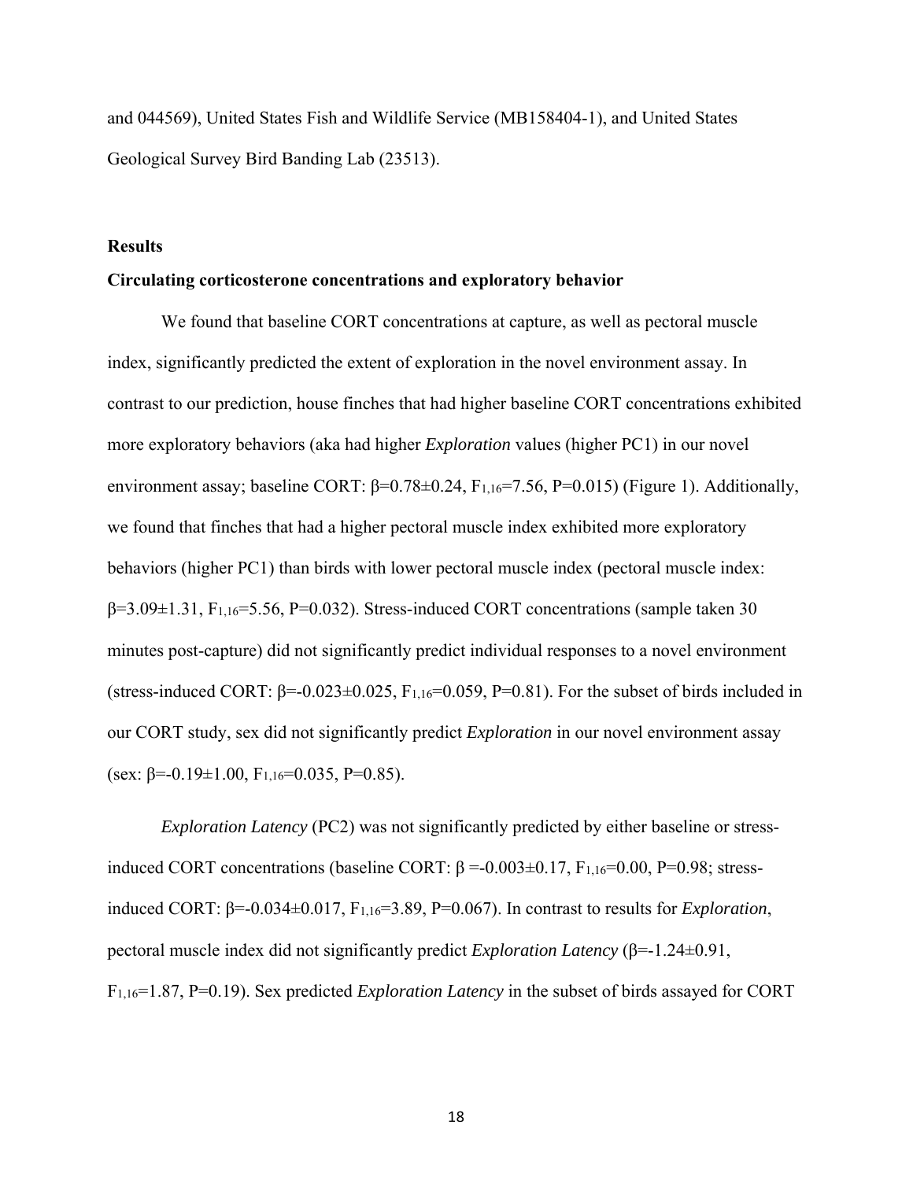and 044569), United States Fish and Wildlife Service (MB158404-1), and United States Geological Survey Bird Banding Lab (23513).

## Results

### Circulating corticosterone concentrations and exploratory behavior

We found that baseline CORT concentrations at capture, as well as pectoral muscle index, significantly predicted the extent of exploration in the novel environment assay. In contrast to our prediction, house finches that had higher baseline CORT concentrations exhibited more exploratory behaviors (aka had higher *Exploration* values (higher PC1) in our novel environment assay; baseline CORT: $\beta=0.78\pm0.24$, $F_{1,16}=7.56$, $P=0.015$) (Figure 1). Additionally, we found that finches that had a higher pectoral muscle index exhibited more exploratory behaviors (higher PC1) than birds with lower pectoral muscle index (pectoral muscle index: $\beta=3.09\pm1.31$, $F_{1,16}=5.56$, $P=0.032$). Stress-induced CORT concentrations (sample taken 30 minutes post-capture) did not significantly predict individual responses to a novel environment (stress-induced CORT: $\beta=-0.023\pm0.025$, $F_{1,16}=0.059$, $P=0.81$). For the subset of birds included in our CORT study, sex did not significantly predict *Exploration* in our novel environment assay (sex: $\beta=-0.19\pm1.00$, $F_{1,16}=0.035$, $P=0.85$).

*Exploration Latency* (PC2) was not significantly predicted by either baseline or stress-induced CORT concentrations (baseline CORT: $\beta=-0.003\pm0.17$, $F_{1,16}=0.00$, $P=0.98$; stress-induced CORT: $\beta=-0.034\pm0.017$, $F_{1,16}=3.89$, $P=0.067$). In contrast to results for *Exploration*, pectoral muscle index did not significantly predict *Exploration Latency* ($\beta=-1.24\pm0.91$, $F_{1,16}=1.87$, $P=0.19$). Sex predicted *Exploration Latency* in the subset of birds assayed for CORT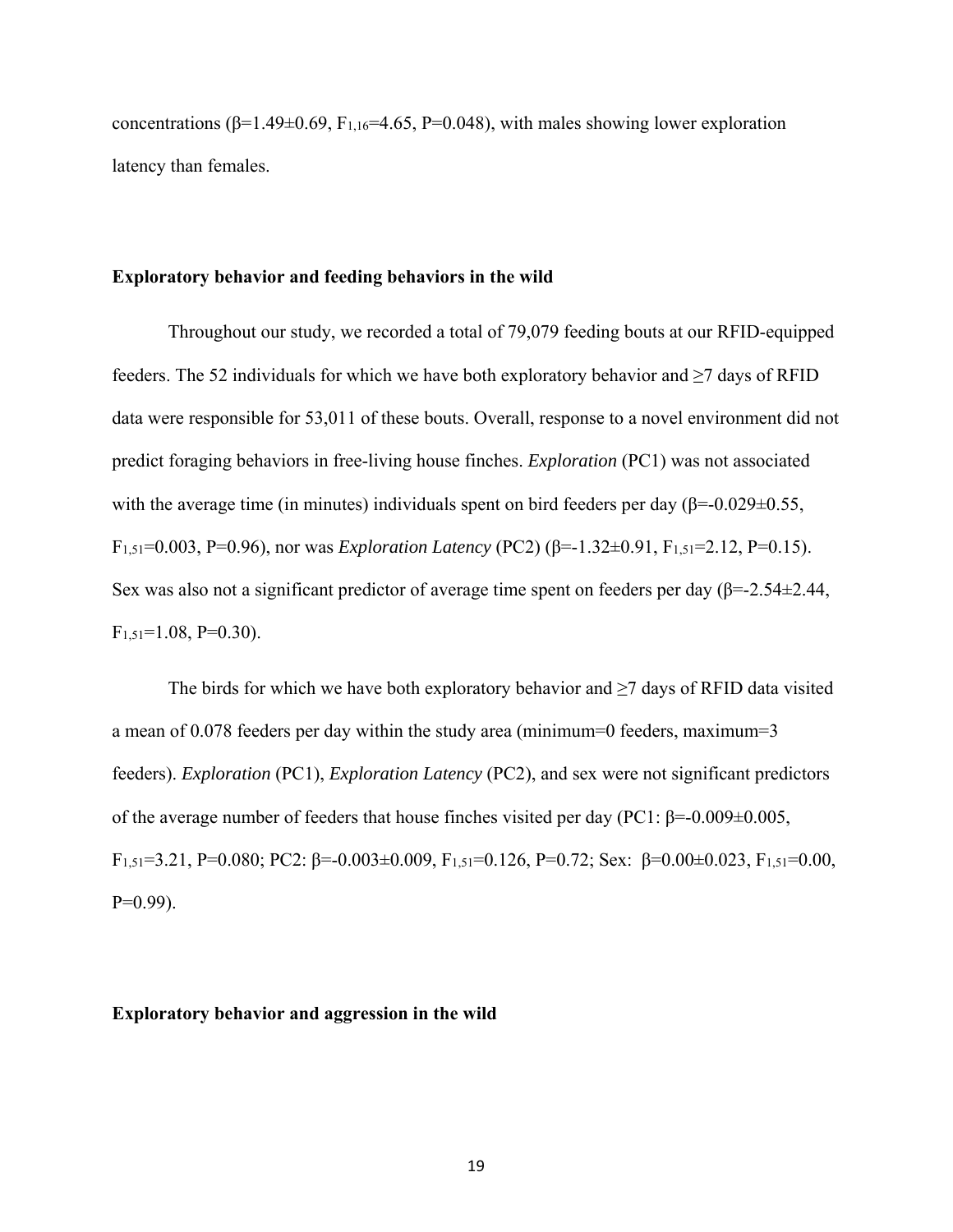concentrations (β=1.49±0.69, $F_{1,16}$=4.65, P=0.048), with males showing lower exploration latency than females.

### Exploratory behavior and feeding behaviors in the wild

Throughout our study, we recorded a total of 79,079 feeding bouts at our RFID-equipped feeders. The 52 individuals for which we have both exploratory behavior and ≥7 days of RFID data were responsible for 53,011 of these bouts. Overall, response to a novel environment did not predict foraging behaviors in free-living house finches. *Exploration* (PC1) was not associated with the average time (in minutes) individuals spent on bird feeders per day (β=-0.029±0.55, $F_{1,51}$=0.003, P=0.96), nor was *Exploration Latency* (PC2) (β=-1.32±0.91, $F_{1,51}$=2.12, P=0.15). Sex was also not a significant predictor of average time spent on feeders per day (β=-2.54±2.44, $F_{1,51}$=1.08, P=0.30).

The birds for which we have both exploratory behavior and ≥7 days of RFID data visited a mean of 0.078 feeders per day within the study area (minimum=0 feeders, maximum=3 feeders). *Exploration* (PC1), *Exploration Latency* (PC2), and sex were not significant predictors of the average number of feeders that house finches visited per day (PC1: β=-0.009±0.005, $F_{1,51}$=3.21, P=0.080; PC2: β=-0.003±0.009, $F_{1,51}$=0.126, P=0.72; Sex: β=0.00±0.023, $F_{1,51}$=0.00, P=0.99).

### Exploratory behavior and aggression in the wild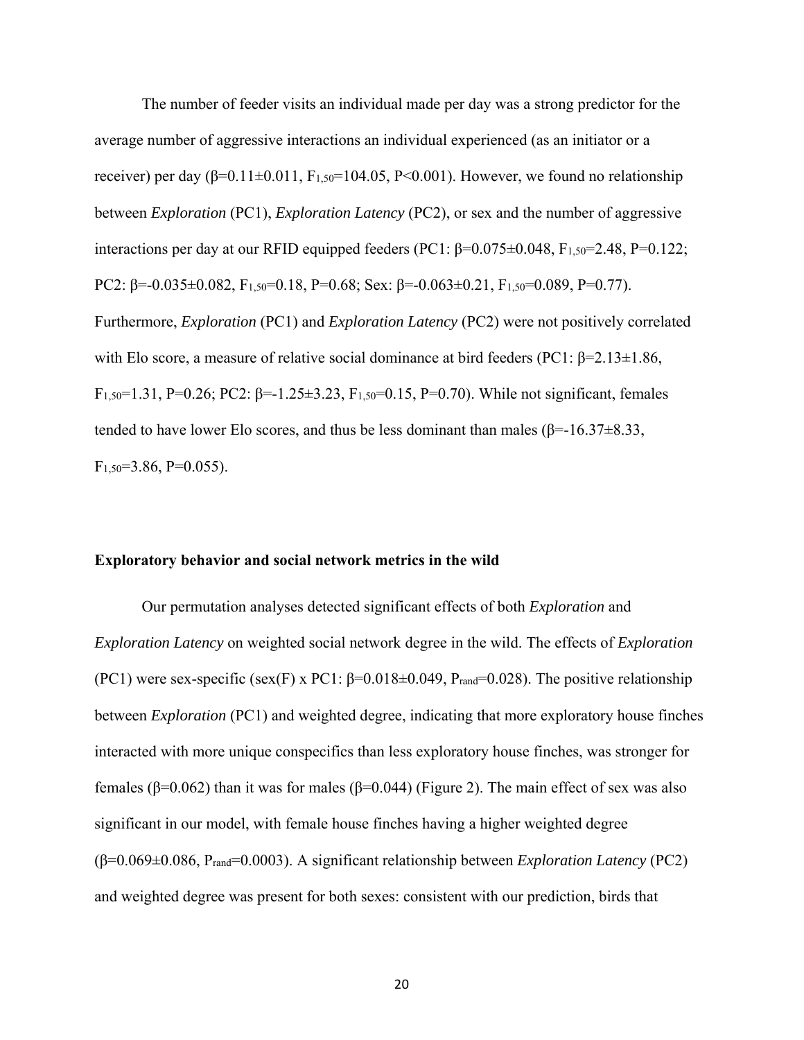The number of feeder visits an individual made per day was a strong predictor for the average number of aggressive interactions an individual experienced (as an initiator or a receiver) per day ($\beta$=0.11±0.011, $F_{1,50}$=104.05, P<0.001). However, we found no relationship between *Exploration* (PC1), *Exploration Latency* (PC2), or sex and the number of aggressive interactions per day at our RFID equipped feeders (PC1: $\beta$=0.075±0.048, $F_{1,50}$=2.48, P=0.122; PC2: $\beta$=-0.035±0.082, $F_{1,50}$=0.18, P=0.68; Sex: $\beta$=-0.063±0.21, $F_{1,50}$=0.089, P=0.77). Furthermore, *Exploration* (PC1) and *Exploration Latency* (PC2) were not positively correlated with Elo score, a measure of relative social dominance at bird feeders (PC1: $\beta$=2.13±1.86, $F_{1,50}$=1.31, P=0.26; PC2: $\beta$=-1.25±3.23, $F_{1,50}$=0.15, P=0.70). While not significant, females tended to have lower Elo scores, and thus be less dominant than males ($\beta$=-16.37±8.33, $F_{1,50}$=3.86, P=0.055).

**Exploratory behavior and social network metrics in the wild**

Our permutation analyses detected significant effects of both *Exploration* and *Exploration Latency* on weighted social network degree in the wild. The effects of *Exploration* (PC1) were sex-specific (sex(F) x PC1: $\beta$=0.018±0.049, $P_{rand}$=0.028). The positive relationship between *Exploration* (PC1) and weighted degree, indicating that more exploratory house finches interacted with more unique conspecifics than less exploratory house finches, was stronger for females ($\beta$=0.062) than it was for males ($\beta$=0.044) (Figure 2). The main effect of sex was also significant in our model, with female house finches having a higher weighted degree ($\beta$=0.069±0.086, $P_{rand}$=0.0003). A significant relationship between *Exploration Latency* (PC2) and weighted degree was present for both sexes: consistent with our prediction, birds that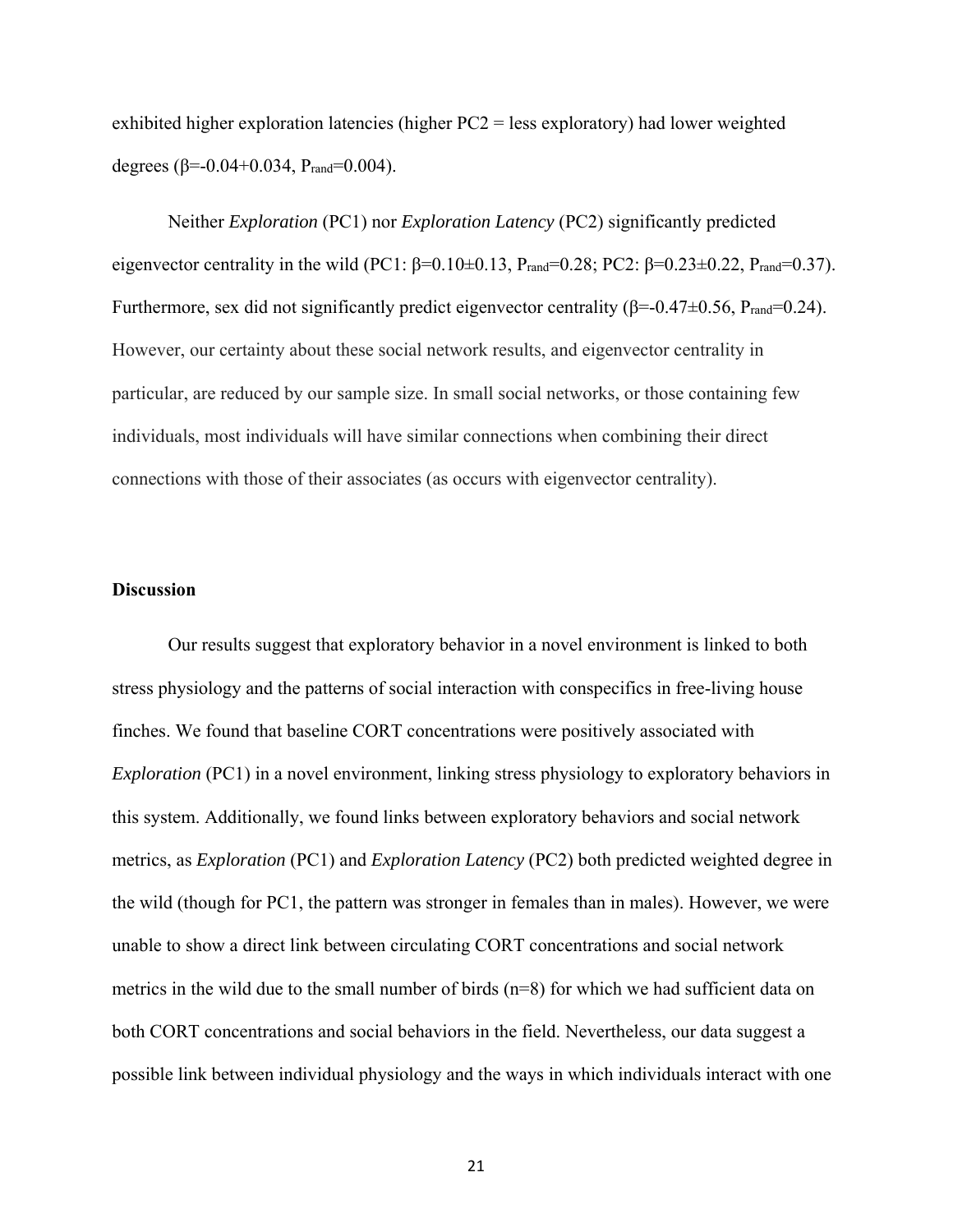exhibited higher exploration latencies (higher PC2 = less exploratory) had lower weighted degrees ($\beta$=-0.04+0.034, $P_{rand}$=0.004).

Neither *Exploration* (PC1) nor *Exploration Latency* (PC2) significantly predicted eigenvector centrality in the wild (PC1: $\beta$=0.10±0.13, $P_{rand}$=0.28; PC2: $\beta$=0.23±0.22, $P_{rand}$=0.37). Furthermore, sex did not significantly predict eigenvector centrality ($\beta$=-0.47±0.56, $P_{rand}$=0.24). However, our certainty about these social network results, and eigenvector centrality in particular, are reduced by our sample size. In small social networks, or those containing few individuals, most individuals will have similar connections when combining their direct connections with those of their associates (as occurs with eigenvector centrality).

**Discussion**

Our results suggest that exploratory behavior in a novel environment is linked to both stress physiology and the patterns of social interaction with conspecifics in free-living house finches. We found that baseline CORT concentrations were positively associated with *Exploration* (PC1) in a novel environment, linking stress physiology to exploratory behaviors in this system. Additionally, we found links between exploratory behaviors and social network metrics, as *Exploration* (PC1) and *Exploration Latency* (PC2) both predicted weighted degree in the wild (though for PC1, the pattern was stronger in females than in males). However, we were unable to show a direct link between circulating CORT concentrations and social network metrics in the wild due to the small number of birds (n=8) for which we had sufficient data on both CORT concentrations and social behaviors in the field. Nevertheless, our data suggest a possible link between individual physiology and the ways in which individuals interact with one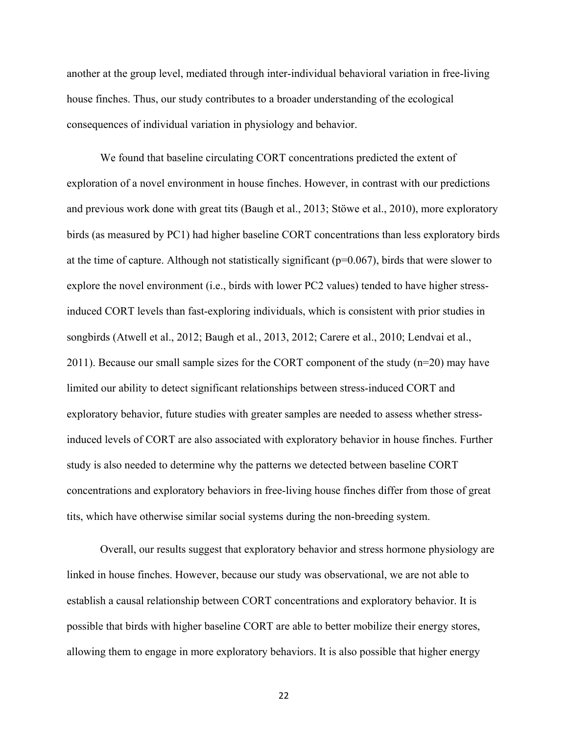another at the group level, mediated through inter-individual behavioral variation in free-living house finches. Thus, our study contributes to a broader understanding of the ecological consequences of individual variation in physiology and behavior.

We found that baseline circulating CORT concentrations predicted the extent of exploration of a novel environment in house finches. However, in contrast with our predictions and previous work done with great tits (Baugh et al., 2013; Stöwe et al., 2010), more exploratory birds (as measured by PC1) had higher baseline CORT concentrations than less exploratory birds at the time of capture. Although not statistically significant ($p=0.067$), birds that were slower to explore the novel environment (i.e., birds with lower PC2 values) tended to have higher stress-induced CORT levels than fast-exploring individuals, which is consistent with prior studies in songbirds (Atwell et al., 2012; Baugh et al., 2013, 2012; Carere et al., 2010; Lendvai et al., 2011). Because our small sample sizes for the CORT component of the study ($n=20$) may have limited our ability to detect significant relationships between stress-induced CORT and exploratory behavior, future studies with greater samples are needed to assess whether stress-induced levels of CORT are also associated with exploratory behavior in house finches. Further study is also needed to determine why the patterns we detected between baseline CORT concentrations and exploratory behaviors in free-living house finches differ from those of great tits, which have otherwise similar social systems during the non-breeding system.

Overall, our results suggest that exploratory behavior and stress hormone physiology are linked in house finches. However, because our study was observational, we are not able to establish a causal relationship between CORT concentrations and exploratory behavior. It is possible that birds with higher baseline CORT are able to better mobilize their energy stores, allowing them to engage in more exploratory behaviors. It is also possible that higher energy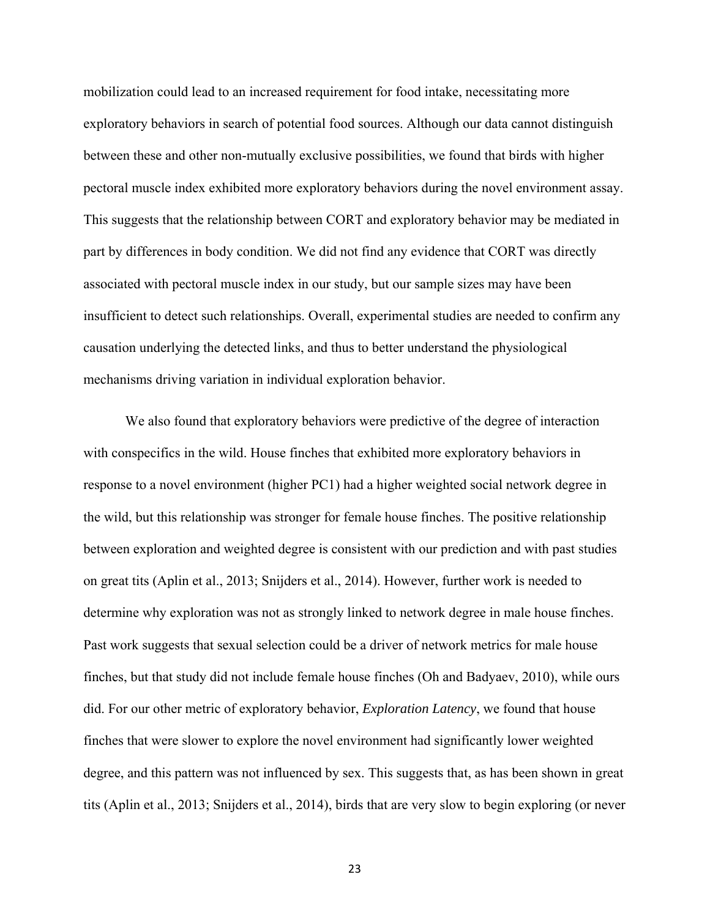mobilization could lead to an increased requirement for food intake, necessitating more exploratory behaviors in search of potential food sources. Although our data cannot distinguish between these and other non-mutually exclusive possibilities, we found that birds with higher pectoral muscle index exhibited more exploratory behaviors during the novel environment assay. This suggests that the relationship between CORT and exploratory behavior may be mediated in part by differences in body condition. We did not find any evidence that CORT was directly associated with pectoral muscle index in our study, but our sample sizes may have been insufficient to detect such relationships. Overall, experimental studies are needed to confirm any causation underlying the detected links, and thus to better understand the physiological mechanisms driving variation in individual exploration behavior.

We also found that exploratory behaviors were predictive of the degree of interaction with conspecifics in the wild. House finches that exhibited more exploratory behaviors in response to a novel environment (higher PC1) had a higher weighted social network degree in the wild, but this relationship was stronger for female house finches. The positive relationship between exploration and weighted degree is consistent with our prediction and with past studies on great tits (Aplin et al., 2013; Snijders et al., 2014). However, further work is needed to determine why exploration was not as strongly linked to network degree in male house finches. Past work suggests that sexual selection could be a driver of network metrics for male house finches, but that study did not include female house finches (Oh and Badyaev, 2010), while ours did. For our other metric of exploratory behavior, *Exploration Latency*, we found that house finches that were slower to explore the novel environment had significantly lower weighted degree, and this pattern was not influenced by sex. This suggests that, as has been shown in great tits (Aplin et al., 2013; Snijders et al., 2014), birds that are very slow to begin exploring (or never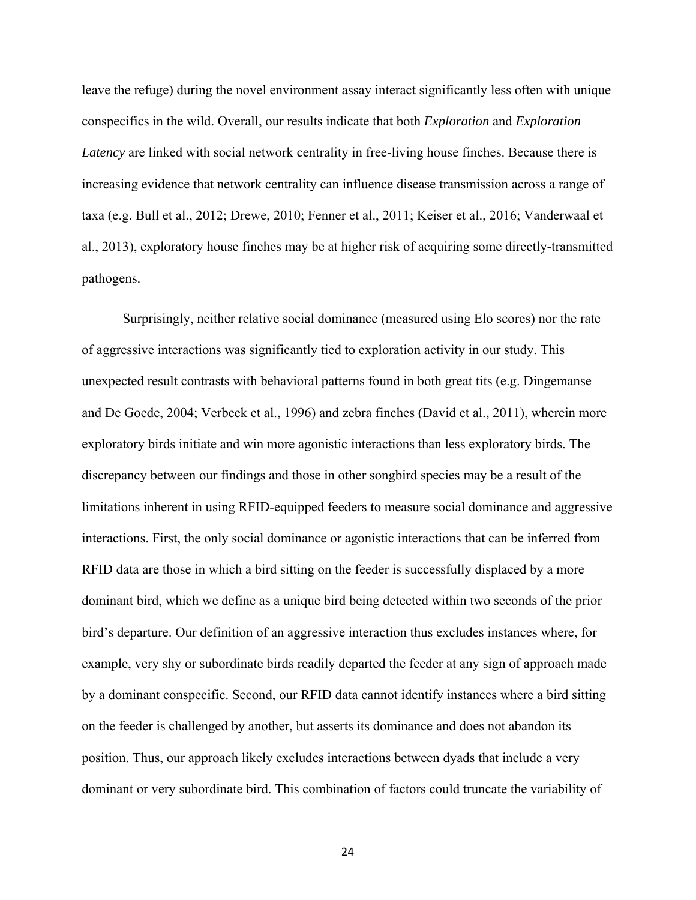leave the refuge) during the novel environment assay interact significantly less often with unique conspecifics in the wild. Overall, our results indicate that both *Exploration* and *Exploration Latency* are linked with social network centrality in free-living house finches. Because there is increasing evidence that network centrality can influence disease transmission across a range of taxa (e.g. Bull et al., 2012; Drewe, 2010; Fenner et al., 2011; Keiser et al., 2016; Vanderwaal et al., 2013), exploratory house finches may be at higher risk of acquiring some directly-transmitted pathogens.

Surprisingly, neither relative social dominance (measured using Elo scores) nor the rate of aggressive interactions was significantly tied to exploration activity in our study. This unexpected result contrasts with behavioral patterns found in both great tits (e.g. Dingemanse and De Goede, 2004; Verbeek et al., 1996) and zebra finches (David et al., 2011), wherein more exploratory birds initiate and win more agonistic interactions than less exploratory birds. The discrepancy between our findings and those in other songbird species may be a result of the limitations inherent in using RFID-equipped feeders to measure social dominance and aggressive interactions. First, the only social dominance or agonistic interactions that can be inferred from RFID data are those in which a bird sitting on the feeder is successfully displaced by a more dominant bird, which we define as a unique bird being detected within two seconds of the prior bird's departure. Our definition of an aggressive interaction thus excludes instances where, for example, very shy or subordinate birds readily departed the feeder at any sign of approach made by a dominant conspecific. Second, our RFID data cannot identify instances where a bird sitting on the feeder is challenged by another, but asserts its dominance and does not abandon its position. Thus, our approach likely excludes interactions between dyads that include a very dominant or very subordinate bird. This combination of factors could truncate the variability of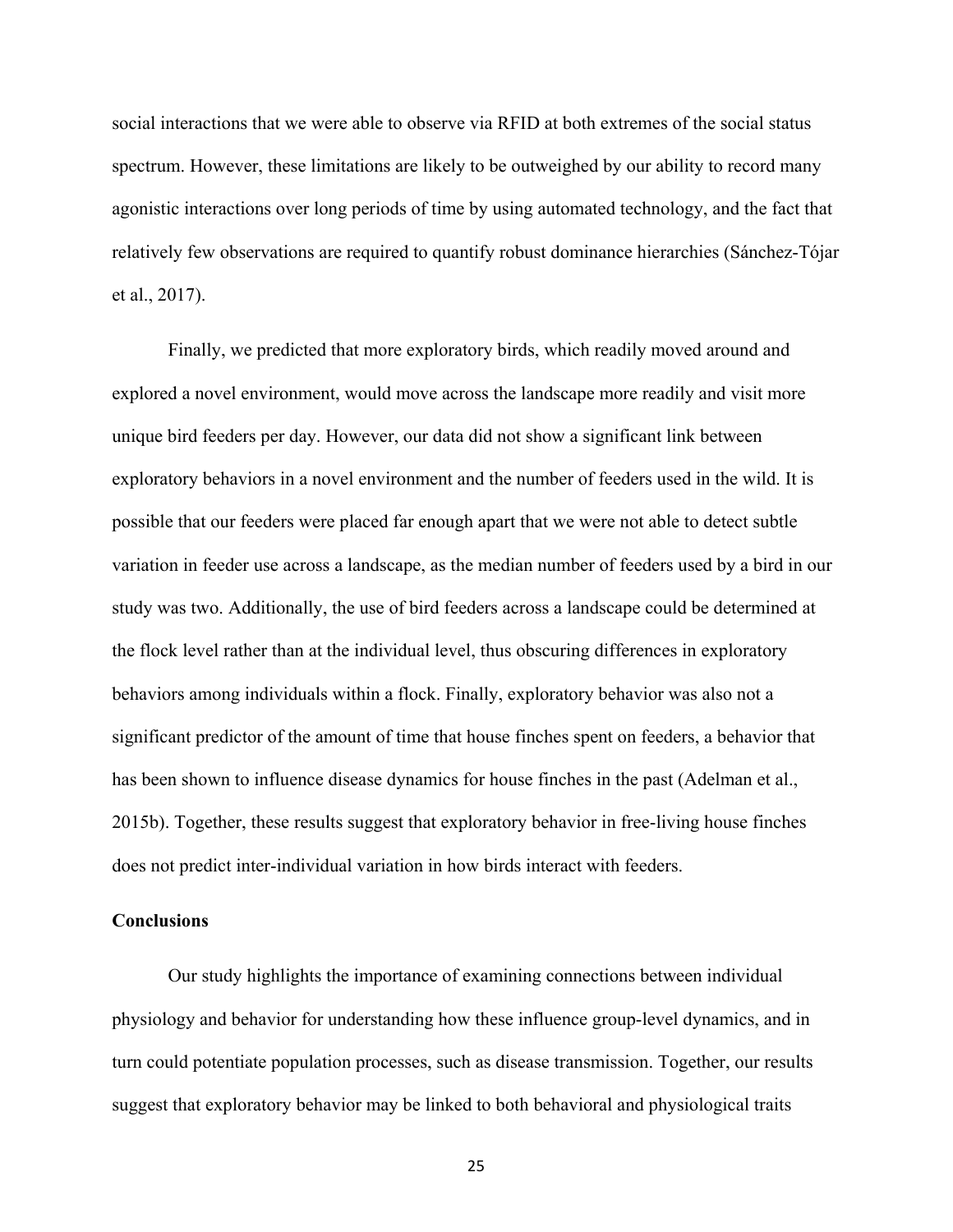social interactions that we were able to observe via RFID at both extremes of the social status spectrum. However, these limitations are likely to be outweighed by our ability to record many agonistic interactions over long periods of time by using automated technology, and the fact that relatively few observations are required to quantify robust dominance hierarchies (Sánchez-Tójar et al., 2017).

Finally, we predicted that more exploratory birds, which readily moved around and explored a novel environment, would move across the landscape more readily and visit more unique bird feeders per day. However, our data did not show a significant link between exploratory behaviors in a novel environment and the number of feeders used in the wild. It is possible that our feeders were placed far enough apart that we were not able to detect subtle variation in feeder use across a landscape, as the median number of feeders used by a bird in our study was two. Additionally, the use of bird feeders across a landscape could be determined at the flock level rather than at the individual level, thus obscuring differences in exploratory behaviors among individuals within a flock. Finally, exploratory behavior was also not a significant predictor of the amount of time that house finches spent on feeders, a behavior that has been shown to influence disease dynamics for house finches in the past (Adelman et al., 2015b). Together, these results suggest that exploratory behavior in free-living house finches does not predict inter-individual variation in how birds interact with feeders.

## Conclusions

Our study highlights the importance of examining connections between individual physiology and behavior for understanding how these influence group-level dynamics, and in turn could potentiate population processes, such as disease transmission. Together, our results suggest that exploratory behavior may be linked to both behavioral and physiological traits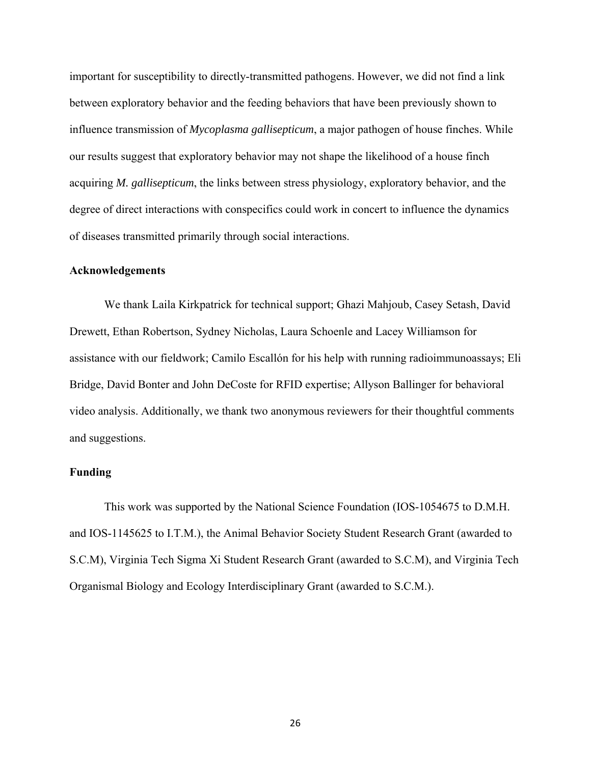important for susceptibility to directly-transmitted pathogens. However, we did not find a link between exploratory behavior and the feeding behaviors that have been previously shown to influence transmission of *Mycoplasma gallisepticum*, a major pathogen of house finches. While our results suggest that exploratory behavior may not shape the likelihood of a house finch acquiring *M. gallisepticum*, the links between stress physiology, exploratory behavior, and the degree of direct interactions with conspecifics could work in concert to influence the dynamics of diseases transmitted primarily through social interactions.

## Acknowledgements

We thank Laila Kirkpatrick for technical support; Ghazi Mahjoub, Casey Setash, David Drewett, Ethan Robertson, Sydney Nicholas, Laura Schoenle and Lacey Williamson for assistance with our fieldwork; Camilo Escallón for his help with running radioimmunoassays; Eli Bridge, David Bonter and John DeCoste for RFID expertise; Allyson Ballinger for behavioral video analysis. Additionally, we thank two anonymous reviewers for their thoughtful comments and suggestions.

## Funding

This work was supported by the National Science Foundation (IOS-1054675 to D.M.H. and IOS-1145625 to I.T.M.), the Animal Behavior Society Student Research Grant (awarded to S.C.M), Virginia Tech Sigma Xi Student Research Grant (awarded to S.C.M), and Virginia Tech Organismal Biology and Ecology Interdisciplinary Grant (awarded to S.C.M.).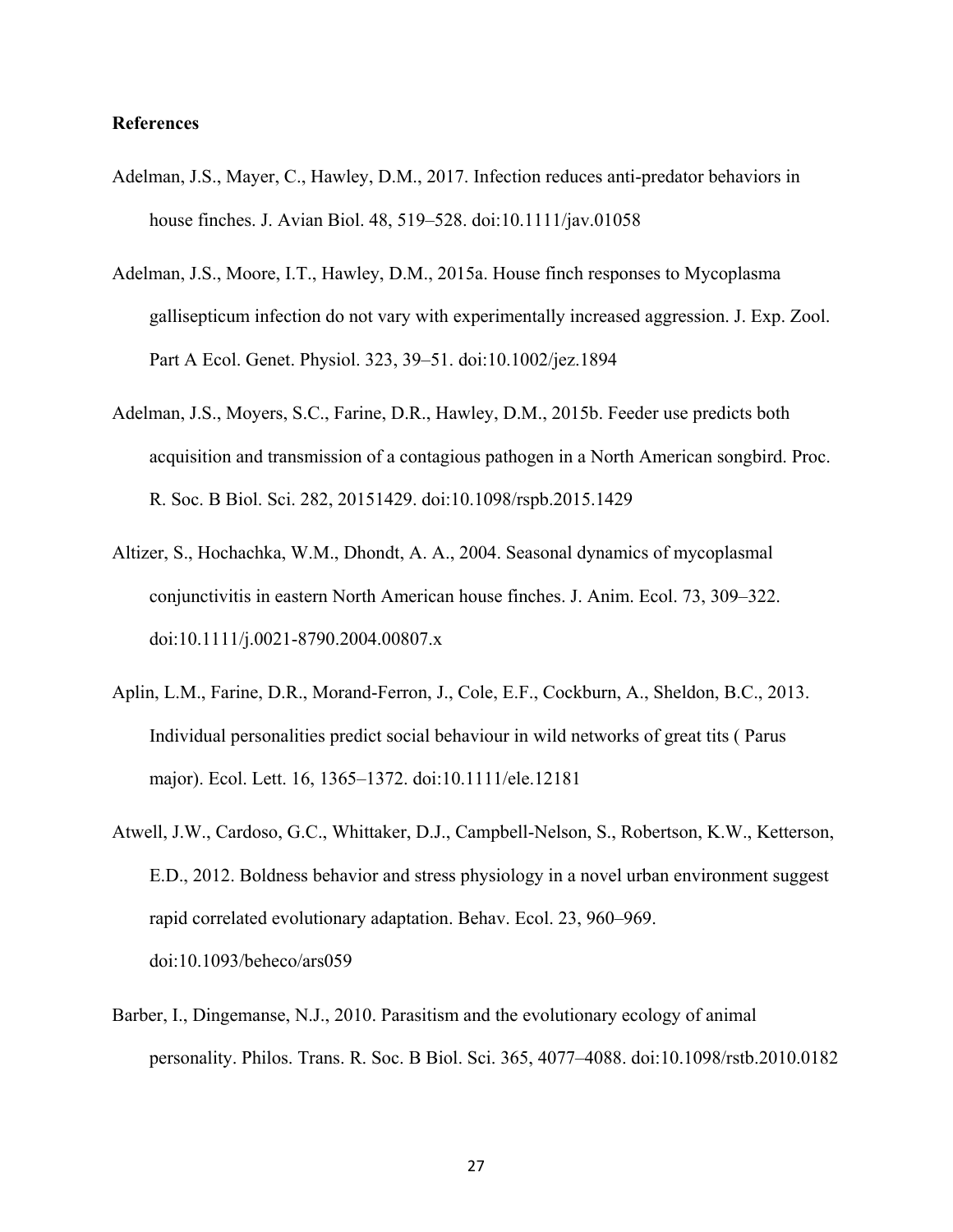**References**

Adelman, J.S., Mayer, C., Hawley, D.M., 2017. Infection reduces anti-predator behaviors in house finches. J. Avian Biol. 48, 519–528. doi:10.1111/jav.01058

Adelman, J.S., Moore, I.T., Hawley, D.M., 2015a. House finch responses to Mycoplasma gallisepticum infection do not vary with experimentally increased aggression. J. Exp. Zool. Part A Ecol. Genet. Physiol. 323, 39–51. doi:10.1002/jez.1894

Adelman, J.S., Moyers, S.C., Farine, D.R., Hawley, D.M., 2015b. Feeder use predicts both acquisition and transmission of a contagious pathogen in a North American songbird. Proc. R. Soc. B Biol. Sci. 282, 20151429. doi:10.1098/rspb.2015.1429

Altizer, S., Hochachka, W.M., Dhondt, A. A., 2004. Seasonal dynamics of mycoplasmal conjunctivitis in eastern North American house finches. J. Anim. Ecol. 73, 309–322. doi:10.1111/j.0021-8790.2004.00807.x

Aplin, L.M., Farine, D.R., Morand-Ferron, J., Cole, E.F., Cockburn, A., Sheldon, B.C., 2013. Individual personalities predict social behaviour in wild networks of great tits ( Parus major). Ecol. Lett. 16, 1365–1372. doi:10.1111/ele.12181

Atwell, J.W., Cardoso, G.C., Whittaker, D.J., Campbell-Nelson, S., Robertson, K.W., Ketterson, E.D., 2012. Boldness behavior and stress physiology in a novel urban environment suggest rapid correlated evolutionary adaptation. Behav. Ecol. 23, 960–969. doi:10.1093/beheco/ars059

Barber, I., Dingemanse, N.J., 2010. Parasitism and the evolutionary ecology of animal personality. Philos. Trans. R. Soc. B Biol. Sci. 365, 4077–4088. doi:10.1098/rstb.2010.0182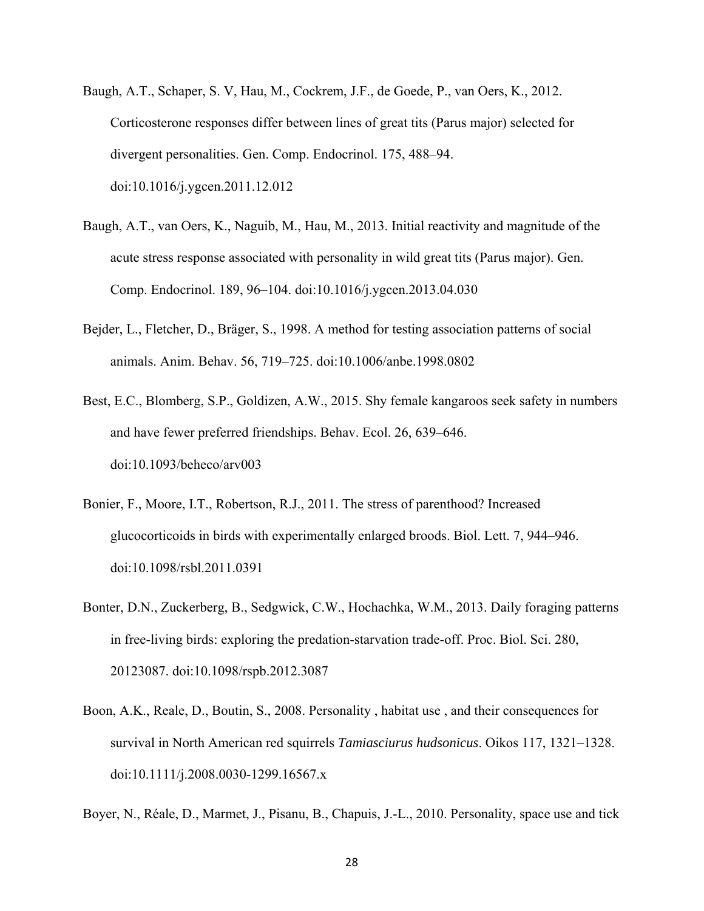Baugh, A.T., Schaper, S. V, Hau, M., Cockrem, J.F., de Goede, P., van Oers, K., 2012. Corticosterone responses differ between lines of great tits (Parus major) selected for divergent personalities. Gen. Comp. Endocrinol. 175, 488–94. doi:10.1016/j.ygcen.2011.12.012

Baugh, A.T., van Oers, K., Naguib, M., Hau, M., 2013. Initial reactivity and magnitude of the acute stress response associated with personality in wild great tits (Parus major). Gen. Comp. Endocrinol. 189, 96–104. doi:10.1016/j.ygcen.2013.04.030

Bejder, L., Fletcher, D., Bräger, S., 1998. A method for testing association patterns of social animals. Anim. Behav. 56, 719–725. doi:10.1006/anbe.1998.0802

Best, E.C., Blomberg, S.P., Goldizen, A.W., 2015. Shy female kangaroos seek safety in numbers and have fewer preferred friendships. Behav. Ecol. 26, 639–646. doi:10.1093/beheco/arv003

Bonier, F., Moore, I.T., Robertson, R.J., 2011. The stress of parenthood? Increased glucocorticoids in birds with experimentally enlarged broods. Biol. Lett. 7, 944–946. doi:10.1098/rsbl.2011.0391

Bonter, D.N., Zuckerberg, B., Sedgwick, C.W., Hochachka, W.M., 2013. Daily foraging patterns in free-living birds: exploring the predation-starvation trade-off. Proc. Biol. Sci. 280, 20123087. doi:10.1098/rspb.2012.3087

Boon, A.K., Reale, D., Boutin, S., 2008. Personality , habitat use , and their consequences for survival in North American red squirrels *Tamiasciurus hudsonicus*. Oikos 117, 1321–1328. doi:10.1111/j.2008.0030-1299.16567.x

Boyer, N., Réale, D., Marmet, J., Pisanu, B., Chapuis, J.-L., 2010. Personality, space use and tick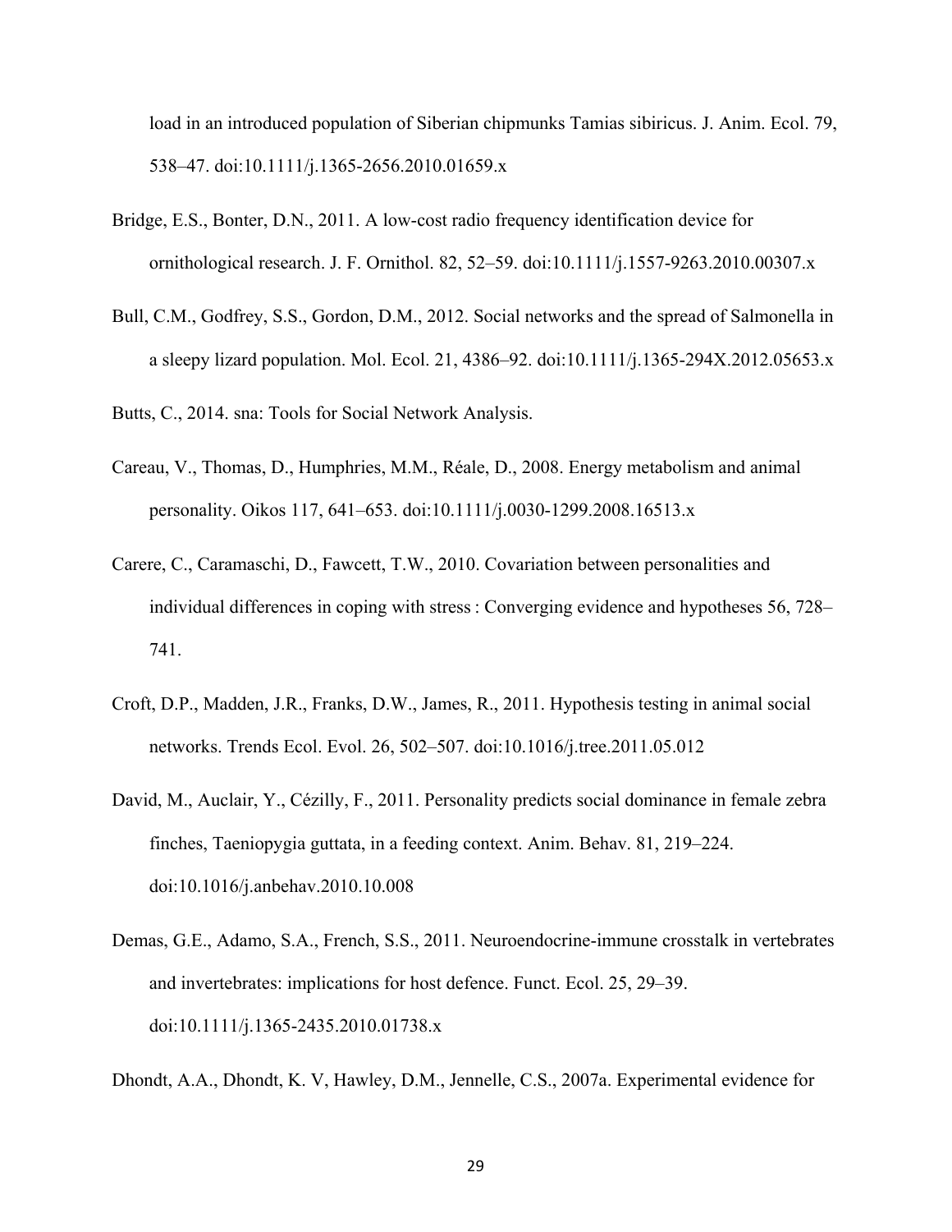load in an introduced population of Siberian chipmunks Tamias sibiricus. J. Anim. Ecol. 79, 538–47. doi:10.1111/j.1365-2656.2010.01659.x

Bridge, E.S., Bonter, D.N., 2011. A low-cost radio frequency identification device for ornithological research. J. F. Ornithol. 82, 52–59. doi:10.1111/j.1557-9263.2010.00307.x

Bull, C.M., Godfrey, S.S., Gordon, D.M., 2012. Social networks and the spread of Salmonella in a sleepy lizard population. Mol. Ecol. 21, 4386–92. doi:10.1111/j.1365-294X.2012.05653.x

Butts, C., 2014. sna: Tools for Social Network Analysis.

Careau, V., Thomas, D., Humphries, M.M., Réale, D., 2008. Energy metabolism and animal personality. Oikos 117, 641–653. doi:10.1111/j.0030-1299.2008.16513.x

Carere, C., Caramaschi, D., Fawcett, T.W., 2010. Covariation between personalities and individual differences in coping with stress : Converging evidence and hypotheses 56, 728–741.

Croft, D.P., Madden, J.R., Franks, D.W., James, R., 2011. Hypothesis testing in animal social networks. Trends Ecol. Evol. 26, 502–507. doi:10.1016/j.tree.2011.05.012

David, M., Auclair, Y., Cézilly, F., 2011. Personality predicts social dominance in female zebra finches, Taeniopygia guttata, in a feeding context. Anim. Behav. 81, 219–224. doi:10.1016/j.anbehav.2010.10.008

Demas, G.E., Adamo, S.A., French, S.S., 2011. Neuroendocrine-immune crosstalk in vertebrates and invertebrates: implications for host defence. Funct. Ecol. 25, 29–39. doi:10.1111/j.1365-2435.2010.01738.x

Dhondt, A.A., Dhondt, K. V, Hawley, D.M., Jennelle, C.S., 2007a. Experimental evidence for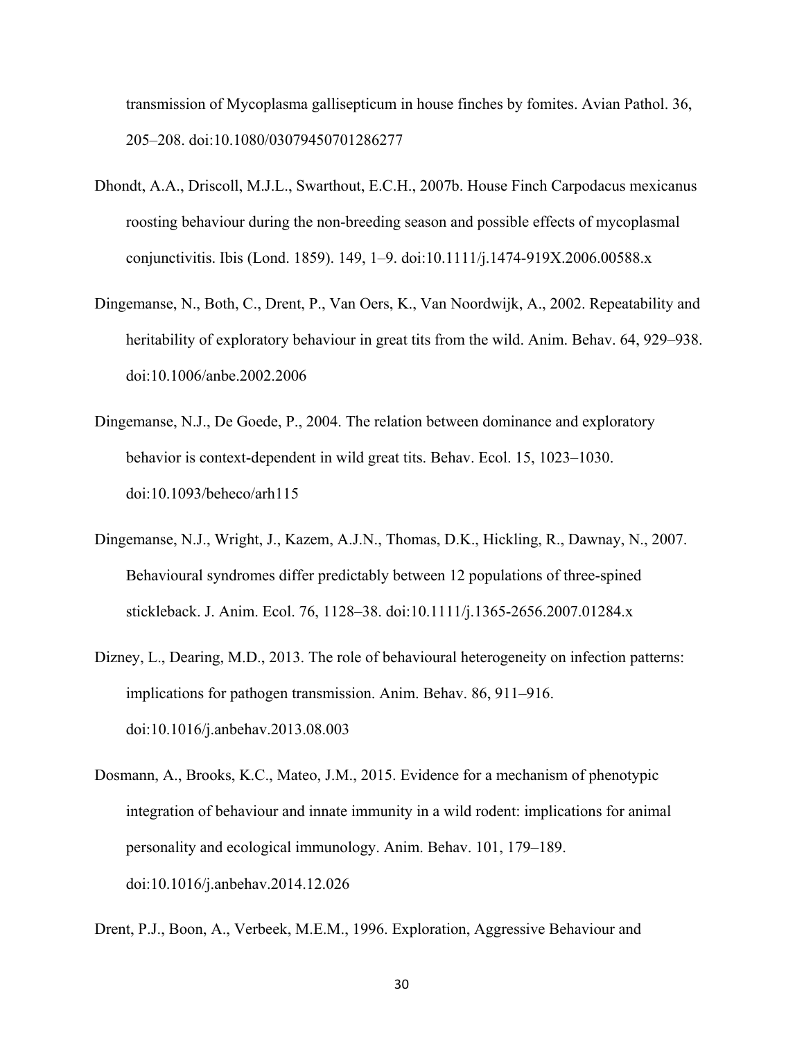transmission of Mycoplasma gallisepticum in house finches by fomites. Avian Pathol. 36, 205–208. doi:10.1080/03079450701286277

Dhondt, A.A., Driscoll, M.J.L., Swarthout, E.C.H., 2007b. House Finch Carpodacus mexicanus roosting behaviour during the non-breeding season and possible effects of mycoplasmal conjunctivitis. Ibis (Lond. 1859). 149, 1–9. doi:10.1111/j.1474-919X.2006.00588.x

Dingemanse, N., Both, C., Drent, P., Van Oers, K., Van Noordwijk, A., 2002. Repeatability and heritability of exploratory behaviour in great tits from the wild. Anim. Behav. 64, 929–938. doi:10.1006/anbe.2002.2006

Dingemanse, N.J., De Goede, P., 2004. The relation between dominance and exploratory behavior is context-dependent in wild great tits. Behav. Ecol. 15, 1023–1030. doi:10.1093/beheco/arh115

Dingemanse, N.J., Wright, J., Kazem, A.J.N., Thomas, D.K., Hickling, R., Dawnay, N., 2007. Behavioural syndromes differ predictably between 12 populations of three-spined stickleback. J. Anim. Ecol. 76, 1128–38. doi:10.1111/j.1365-2656.2007.01284.x

Dizney, L., Dearing, M.D., 2013. The role of behavioural heterogeneity on infection patterns: implications for pathogen transmission. Anim. Behav. 86, 911–916. doi:10.1016/j.anbehav.2013.08.003

Dosmann, A., Brooks, K.C., Mateo, J.M., 2015. Evidence for a mechanism of phenotypic integration of behaviour and innate immunity in a wild rodent: implications for animal personality and ecological immunology. Anim. Behav. 101, 179–189. doi:10.1016/j.anbehav.2014.12.026

Drent, P.J., Boon, A., Verbeek, M.E.M., 1996. Exploration, Aggressive Behaviour and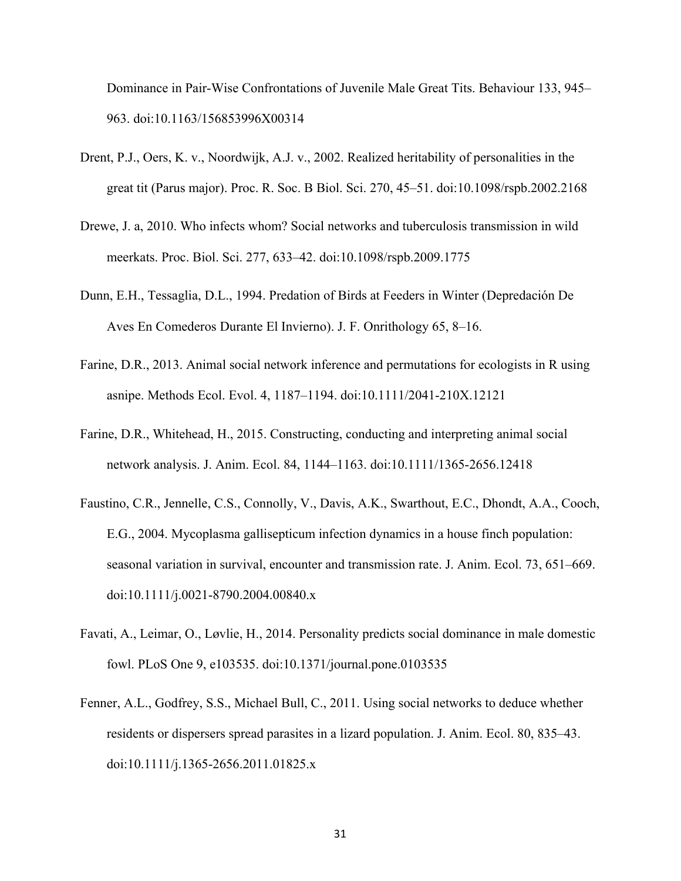Dominance in Pair-Wise Confrontations of Juvenile Male Great Tits. Behaviour 133, 945–963. doi:10.1163/156853996X00314

Drent, P.J., Oers, K. v., Noordwijk, A.J. v., 2002. Realized heritability of personalities in the great tit (Parus major). Proc. R. Soc. B Biol. Sci. 270, 45–51. doi:10.1098/rspb.2002.2168

Drewe, J. a, 2010. Who infects whom? Social networks and tuberculosis transmission in wild meerkats. Proc. Biol. Sci. 277, 633–42. doi:10.1098/rspb.2009.1775

Dunn, E.H., Tessaglia, D.L., 1994. Predation of Birds at Feeders in Winter (Depredación De Aves En Comederos Durante El Invierno). J. F. Onrithology 65, 8–16.

Farine, D.R., 2013. Animal social network inference and permutations for ecologists in R using asnipe. Methods Ecol. Evol. 4, 1187–1194. doi:10.1111/2041-210X.12121

Farine, D.R., Whitehead, H., 2015. Constructing, conducting and interpreting animal social network analysis. J. Anim. Ecol. 84, 1144–1163. doi:10.1111/1365-2656.12418

Faustino, C.R., Jennelle, C.S., Connolly, V., Davis, A.K., Swarthout, E.C., Dhondt, A.A., Cooch, E.G., 2004. Mycoplasma gallisepticum infection dynamics in a house finch population: seasonal variation in survival, encounter and transmission rate. J. Anim. Ecol. 73, 651–669. doi:10.1111/j.0021-8790.2004.00840.x

Favati, A., Leimar, O., Løvlie, H., 2014. Personality predicts social dominance in male domestic fowl. PLoS One 9, e103535. doi:10.1371/journal.pone.0103535

Fenner, A.L., Godfrey, S.S., Michael Bull, C., 2011. Using social networks to deduce whether residents or dispersers spread parasites in a lizard population. J. Anim. Ecol. 80, 835–43. doi:10.1111/j.1365-2656.2011.01825.x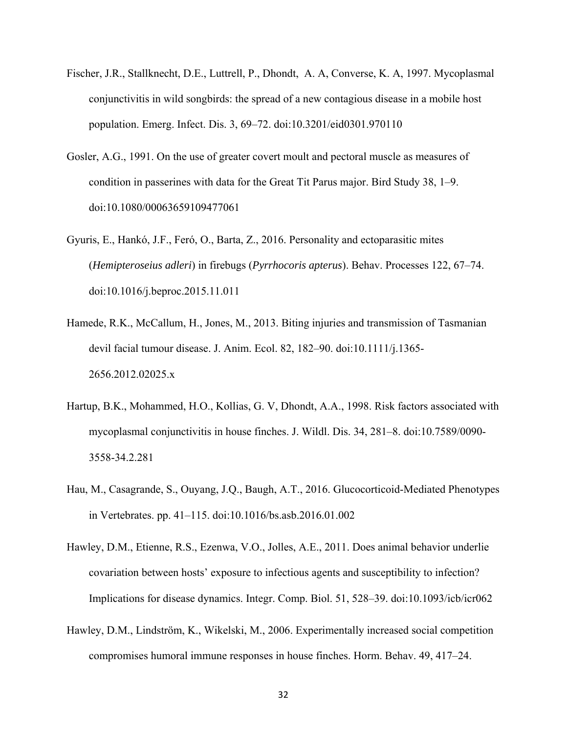Fischer, J.R., Stallknecht, D.E., Luttrell, P., Dhondt, A. A, Converse, K. A, 1997. Mycoplasmal conjunctivitis in wild songbirds: the spread of a new contagious disease in a mobile host population. Emerg. Infect. Dis. 3, 69–72. doi:10.3201/eid0301.970110

Gosler, A.G., 1991. On the use of greater covert moult and pectoral muscle as measures of condition in passerines with data for the Great Tit Parus major. Bird Study 38, 1–9. doi:10.1080/00063659109477061

Gyuris, E., Hankó, J.F., Feró, O., Barta, Z., 2016. Personality and ectoparasitic mites (*Hemipteroseius adleri*) in firebugs (*Pyrrhocoris apterus*). Behav. Processes 122, 67–74. doi:10.1016/j.beproc.2015.11.011

Hamede, R.K., McCallum, H., Jones, M., 2013. Biting injuries and transmission of Tasmanian devil facial tumour disease. J. Anim. Ecol. 82, 182–90. doi:10.1111/j.1365-2656.2012.02025.x

Hartup, B.K., Mohammed, H.O., Kollias, G. V, Dhondt, A.A., 1998. Risk factors associated with mycoplasmal conjunctivitis in house finches. J. Wildl. Dis. 34, 281–8. doi:10.7589/0090-3558-34.2.281

Hau, M., Casagrande, S., Ouyang, J.Q., Baugh, A.T., 2016. Glucocorticoid-Mediated Phenotypes in Vertebrates. pp. 41–115. doi:10.1016/bs.asb.2016.01.002

Hawley, D.M., Etienne, R.S., Ezenwa, V.O., Jolles, A.E., 2011. Does animal behavior underlie covariation between hosts' exposure to infectious agents and susceptibility to infection? Implications for disease dynamics. Integr. Comp. Biol. 51, 528–39. doi:10.1093/icb/icr062

Hawley, D.M., Lindström, K., Wikelski, M., 2006. Experimentally increased social competition compromises humoral immune responses in house finches. Horm. Behav. 49, 417–24.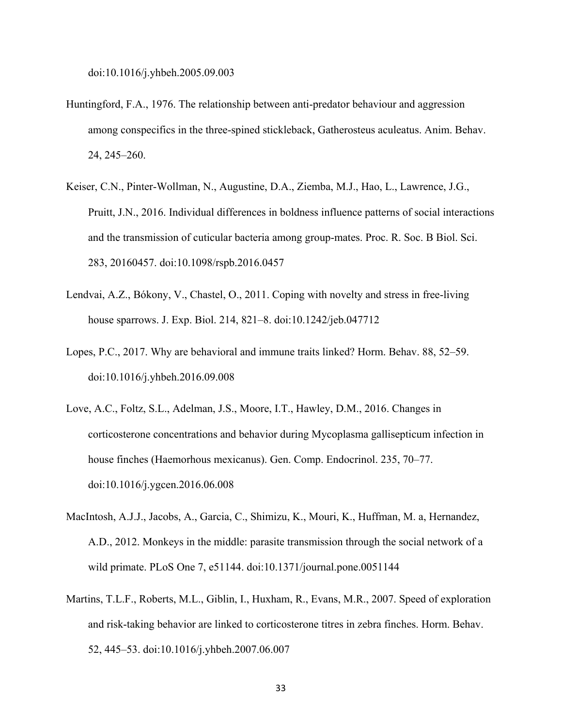doi:10.1016/j.yhbeh.2005.09.003

Huntingford, F.A., 1976. The relationship between anti-predator behaviour and aggression among conspecifics in the three-spined stickleback, Gatherosteus aculeatus. Anim. Behav. 24, 245–260.

Keiser, C.N., Pinter-Wollman, N., Augustine, D.A., Ziemba, M.J., Hao, L., Lawrence, J.G., Pruitt, J.N., 2016. Individual differences in boldness influence patterns of social interactions and the transmission of cuticular bacteria among group-mates. Proc. R. Soc. B Biol. Sci. 283, 20160457. doi:10.1098/rspb.2016.0457

Lendvai, A.Z., Bókony, V., Chastel, O., 2011. Coping with novelty and stress in free-living house sparrows. J. Exp. Biol. 214, 821–8. doi:10.1242/jeb.047712

Lopes, P.C., 2017. Why are behavioral and immune traits linked? Horm. Behav. 88, 52–59. doi:10.1016/j.yhbeh.2016.09.008

Love, A.C., Foltz, S.L., Adelman, J.S., Moore, I.T., Hawley, D.M., 2016. Changes in corticosterone concentrations and behavior during Mycoplasma gallisepticum infection in house finches (Haemorhous mexicanus). Gen. Comp. Endocrinol. 235, 70–77. doi:10.1016/j.ygcen.2016.06.008

MacIntosh, A.J.J., Jacobs, A., Garcia, C., Shimizu, K., Mouri, K., Huffman, M. a, Hernandez, A.D., 2012. Monkeys in the middle: parasite transmission through the social network of a wild primate. PLoS One 7, e51144. doi:10.1371/journal.pone.0051144

Martins, T.L.F., Roberts, M.L., Giblin, I., Huxham, R., Evans, M.R., 2007. Speed of exploration and risk-taking behavior are linked to corticosterone titres in zebra finches. Horm. Behav. 52, 445–53. doi:10.1016/j.yhbeh.2007.06.007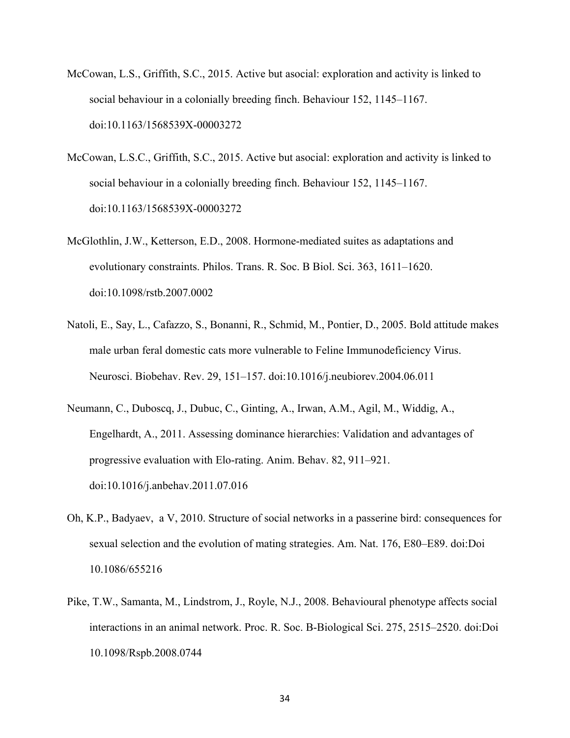McCowan, L.S., Griffith, S.C., 2015. Active but asocial: exploration and activity is linked to social behaviour in a colonially breeding finch. Behaviour 152, 1145–1167. doi:10.1163/1568539X-00003272

McCowan, L.S.C., Griffith, S.C., 2015. Active but asocial: exploration and activity is linked to social behaviour in a colonially breeding finch. Behaviour 152, 1145–1167. doi:10.1163/1568539X-00003272

McGlothlin, J.W., Ketterson, E.D., 2008. Hormone-mediated suites as adaptations and evolutionary constraints. Philos. Trans. R. Soc. B Biol. Sci. 363, 1611–1620. doi:10.1098/rstb.2007.0002

Natoli, E., Say, L., Cafazzo, S., Bonanni, R., Schmid, M., Pontier, D., 2005. Bold attitude makes male urban feral domestic cats more vulnerable to Feline Immunodeficiency Virus. Neurosci. Biobehav. Rev. 29, 151–157. doi:10.1016/j.neubiorev.2004.06.011

Neumann, C., Duboscq, J., Dubuc, C., Ginting, A., Irwan, A.M., Agil, M., Widdig, A., Engelhardt, A., 2011. Assessing dominance hierarchies: Validation and advantages of progressive evaluation with Elo-rating. Anim. Behav. 82, 911–921. doi:10.1016/j.anbehav.2011.07.016

Oh, K.P., Badyaev, a V, 2010. Structure of social networks in a passerine bird: consequences for sexual selection and the evolution of mating strategies. Am. Nat. 176, E80–E89. doi:Doi 10.1086/655216

Pike, T.W., Samanta, M., Lindstrom, J., Royle, N.J., 2008. Behavioural phenotype affects social interactions in an animal network. Proc. R. Soc. B-Biological Sci. 275, 2515–2520. doi:Doi 10.1098/Rspb.2008.0744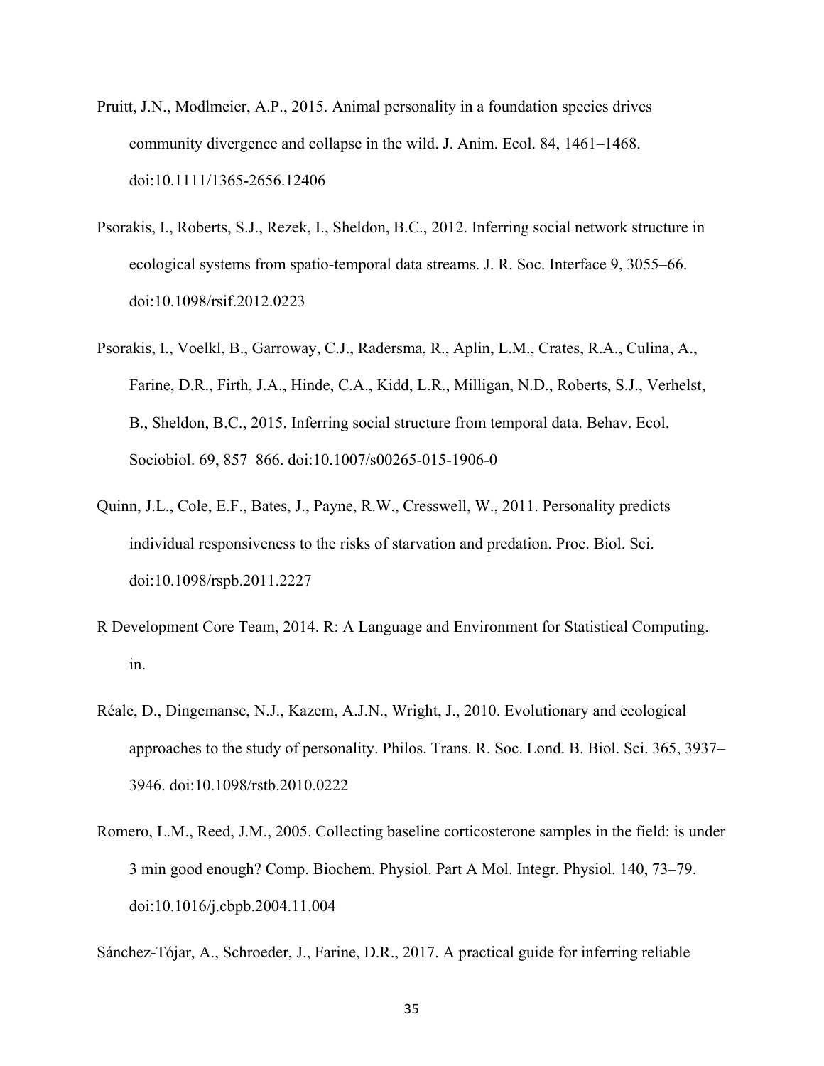Pruitt, J.N., Modlmeier, A.P., 2015. Animal personality in a foundation species drives community divergence and collapse in the wild. J. Anim. Ecol. 84, 1461–1468. doi:10.1111/1365-2656.12406

Psorakis, I., Roberts, S.J., Rezek, I., Sheldon, B.C., 2012. Inferring social network structure in ecological systems from spatio-temporal data streams. J. R. Soc. Interface 9, 3055–66. doi:10.1098/rsif.2012.0223

Psorakis, I., Voelkl, B., Garroway, C.J., Radersma, R., Aplin, L.M., Crates, R.A., Culina, A., Farine, D.R., Firth, J.A., Hinde, C.A., Kidd, L.R., Milligan, N.D., Roberts, S.J., Verhelst, B., Sheldon, B.C., 2015. Inferring social structure from temporal data. Behav. Ecol. Sociobiol. 69, 857–866. doi:10.1007/s00265-015-1906-0

Quinn, J.L., Cole, E.F., Bates, J., Payne, R.W., Cresswell, W., 2011. Personality predicts individual responsiveness to the risks of starvation and predation. Proc. Biol. Sci. doi:10.1098/rspb.2011.2227

R Development Core Team, 2014. R: A Language and Environment for Statistical Computing. in.

Réale, D., Dingemanse, N.J., Kazem, A.J.N., Wright, J., 2010. Evolutionary and ecological approaches to the study of personality. Philos. Trans. R. Soc. Lond. B. Biol. Sci. 365, 3937–3946. doi:10.1098/rstb.2010.0222

Romero, L.M., Reed, J.M., 2005. Collecting baseline corticosterone samples in the field: is under 3 min good enough? Comp. Biochem. Physiol. Part A Mol. Integr. Physiol. 140, 73–79. doi:10.1016/j.cbpb.2004.11.004

Sánchez-Tójar, A., Schroeder, J., Farine, D.R., 2017. A practical guide for inferring reliable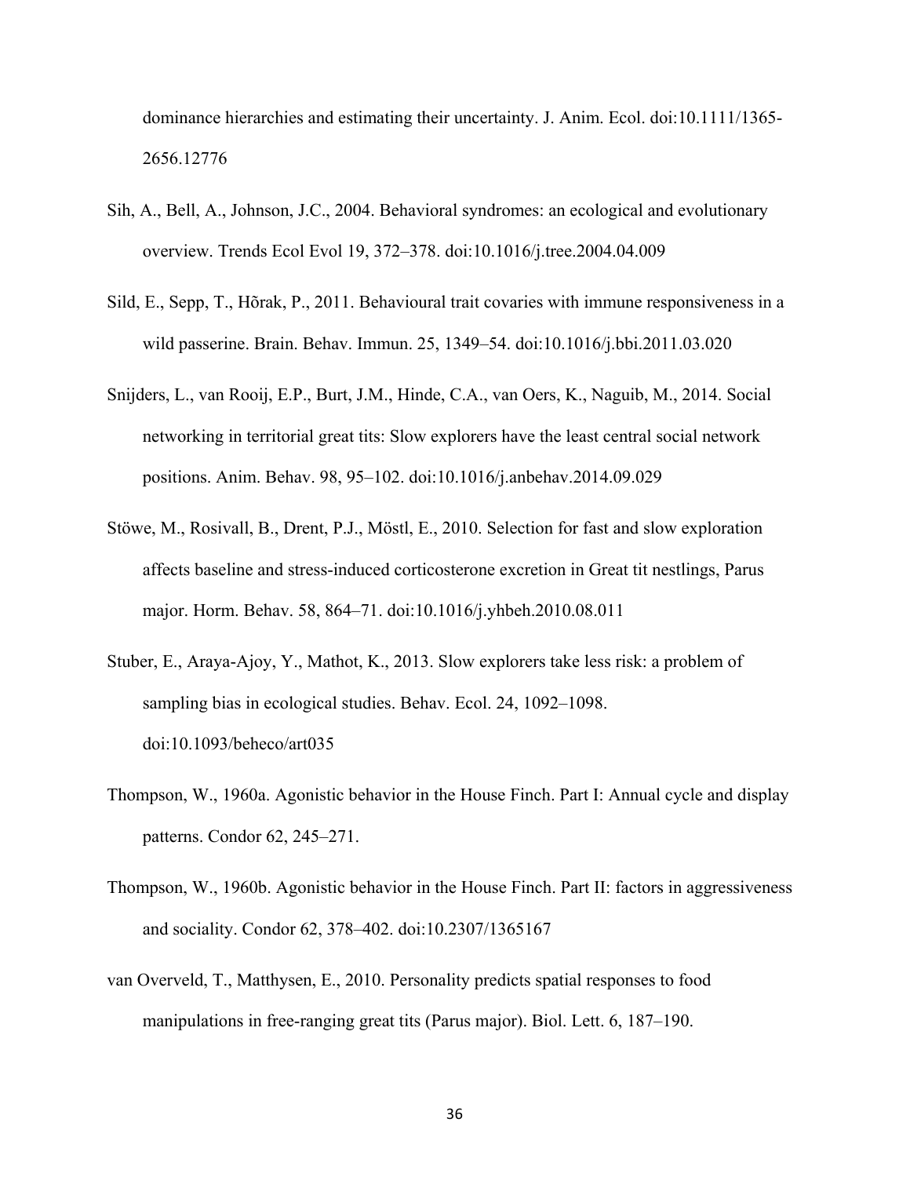dominance hierarchies and estimating their uncertainty. J. Anim. Ecol. doi:10.1111/1365-2656.12776

Sih, A., Bell, A., Johnson, J.C., 2004. Behavioral syndromes: an ecological and evolutionary overview. Trends Ecol Evol 19, 372–378. doi:10.1016/j.tree.2004.04.009

Sild, E., Sepp, T., Hõrak, P., 2011. Behavioural trait covaries with immune responsiveness in a wild passerine. Brain. Behav. Immun. 25, 1349–54. doi:10.1016/j.bbi.2011.03.020

Snijders, L., van Rooij, E.P., Burt, J.M., Hinde, C.A., van Oers, K., Naguib, M., 2014. Social networking in territorial great tits: Slow explorers have the least central social network positions. Anim. Behav. 98, 95–102. doi:10.1016/j.anbehav.2014.09.029

Stöwe, M., Rosivall, B., Drent, P.J., Möstl, E., 2010. Selection for fast and slow exploration affects baseline and stress-induced corticosterone excretion in Great tit nestlings, Parus major. Horm. Behav. 58, 864–71. doi:10.1016/j.yhbeh.2010.08.011

Stuber, E., Araya-Ajoy, Y., Mathot, K., 2013. Slow explorers take less risk: a problem of sampling bias in ecological studies. Behav. Ecol. 24, 1092–1098. doi:10.1093/beheco/art035

Thompson, W., 1960a. Agonistic behavior in the House Finch. Part I: Annual cycle and display patterns. Condor 62, 245–271.

Thompson, W., 1960b. Agonistic behavior in the House Finch. Part II: factors in aggressiveness and sociality. Condor 62, 378–402. doi:10.2307/1365167

van Overveld, T., Matthysen, E., 2010. Personality predicts spatial responses to food manipulations in free-ranging great tits (Parus major). Biol. Lett. 6, 187–190.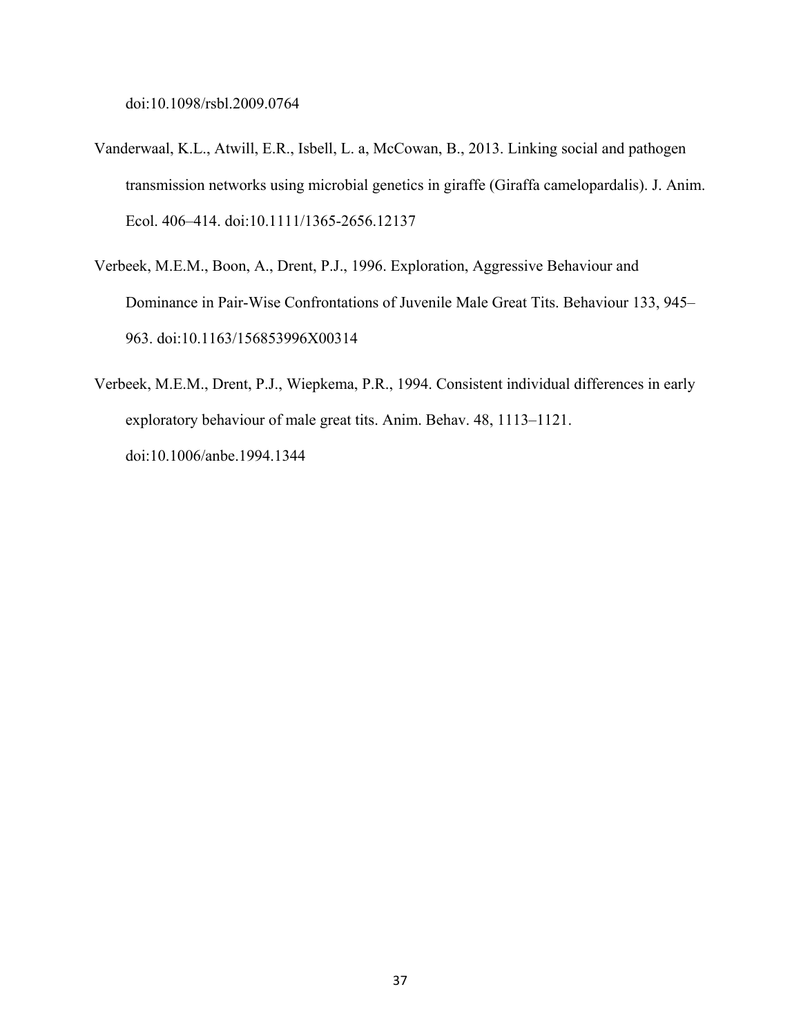doi:10.1098/rsbl.2009.0764

Vanderwaal, K.L., Atwill, E.R., Isbell, L. a, McCowan, B., 2013. Linking social and pathogen transmission networks using microbial genetics in giraffe (Giraffa camelopardalis). J. Anim. Ecol. 406–414. doi:10.1111/1365-2656.12137

Verbeek, M.E.M., Boon, A., Drent, P.J., 1996. Exploration, Aggressive Behaviour and Dominance in Pair-Wise Confrontations of Juvenile Male Great Tits. Behaviour 133, 945–963. doi:10.1163/156853996X00314

Verbeek, M.E.M., Drent, P.J., Wiepkema, P.R., 1994. Consistent individual differences in early exploratory behaviour of male great tits. Anim. Behav. 48, 1113–1121. doi:10.1006/anbe.1994.1344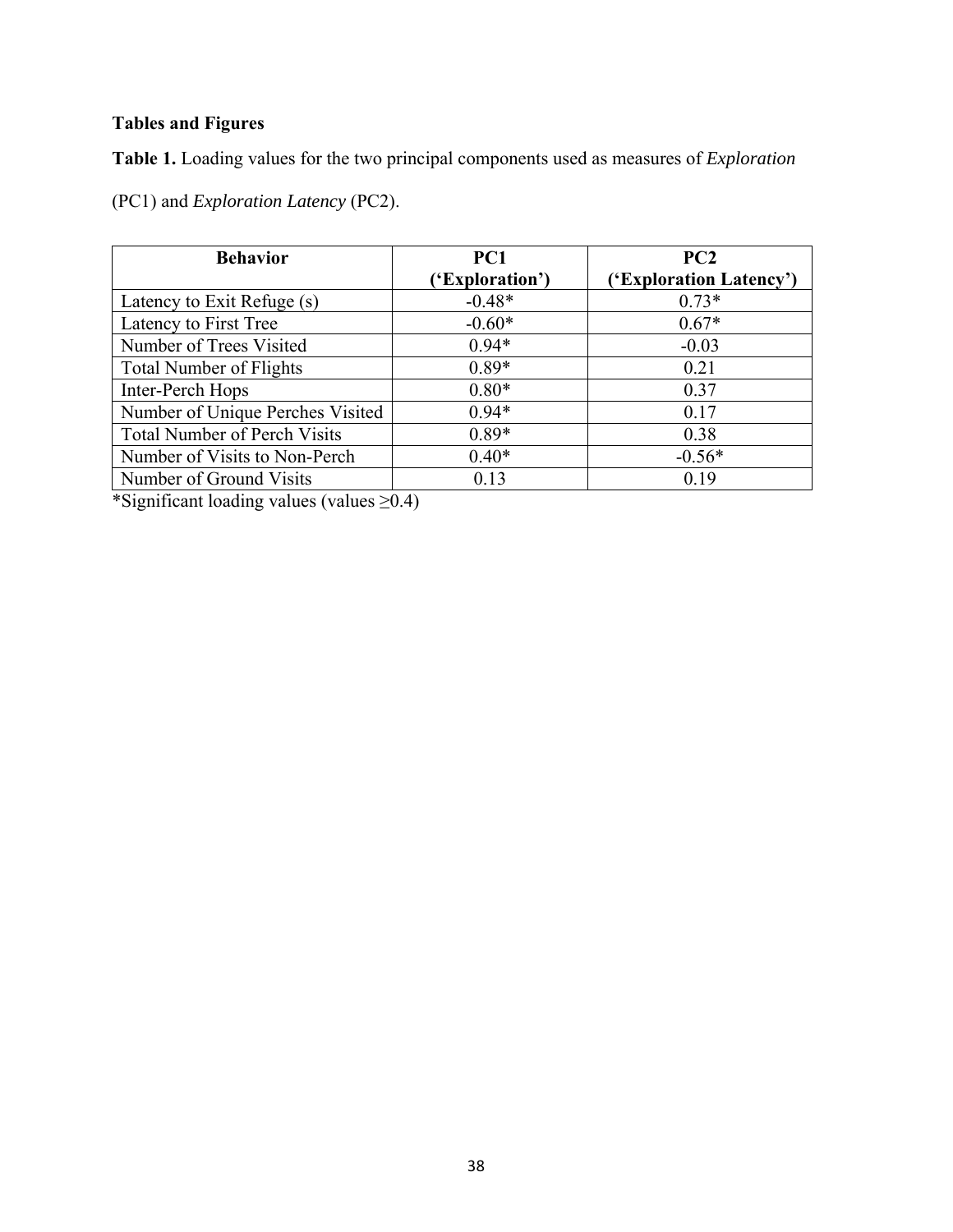**Tables and Figures**

**Table 1.** Loading values for the two principal components used as measures of *Exploration* (PC1) and *Exploration Latency* (PC2).

| Behavior | PC1 ('Exploration') | PC2 ('Exploration Latency') |
|---|---|---|
| Latency to Exit Refuge (s) | -0.48* | 0.73* |
| Latency to First Tree | -0.60* | 0.67* |
| Number of Trees Visited | 0.94* | -0.03 |
| Total Number of Flights | 0.89* | 0.21 |
| Inter-Perch Hops | 0.80* | 0.37 |
| Number of Unique Perches Visited | 0.94* | 0.17 |
| Total Number of Perch Visits | 0.89* | 0.38 |
| Number of Visits to Non-Perch | 0.40* | -0.56* |
| Number of Ground Visits | 0.13 | 0.19 |

*Significant loading values (values ≥0.4)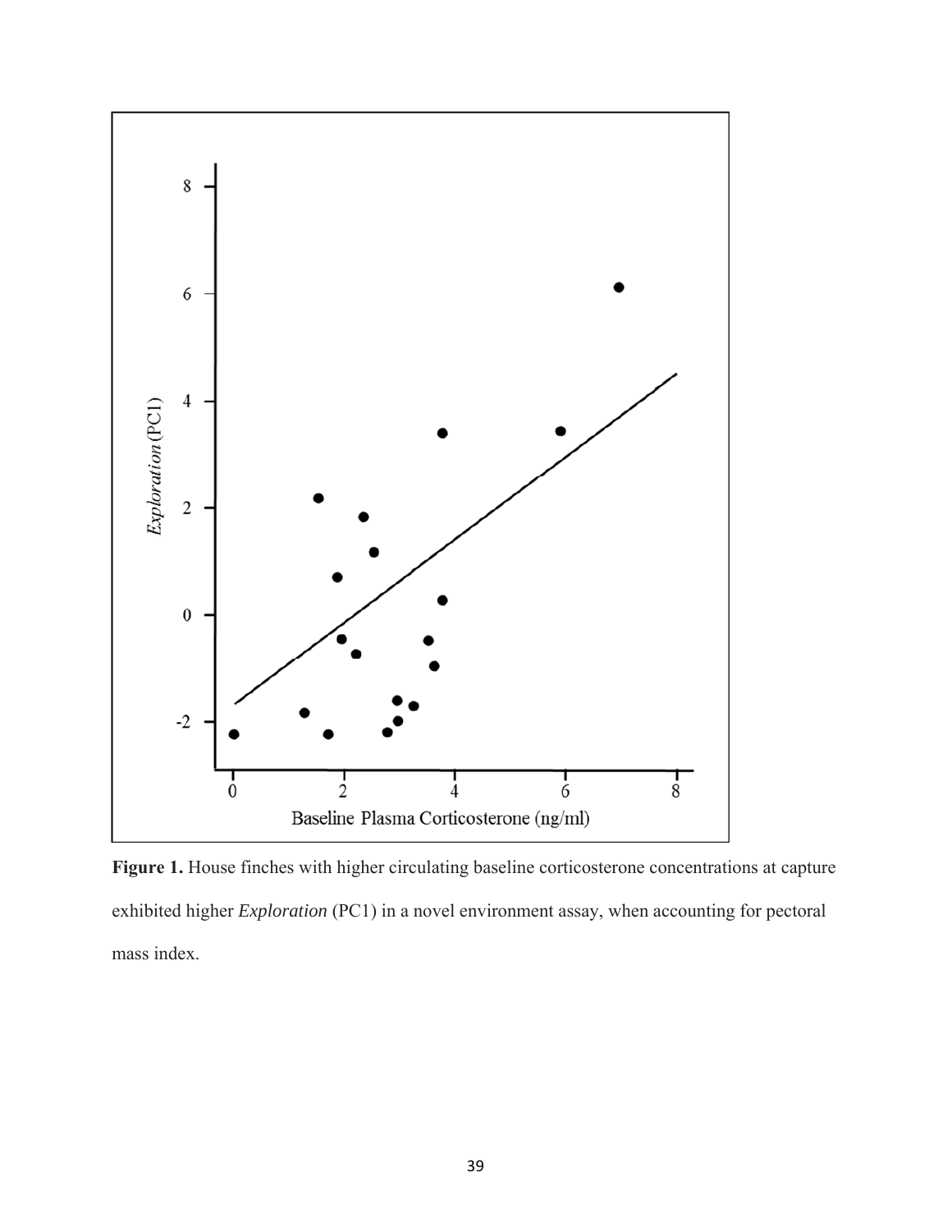**Figure 1.** House finches with higher circulating baseline corticosterone concentrations at capture exhibited higher *Exploration* (PC1) in a novel environment assay, when accounting for pectoral mass index.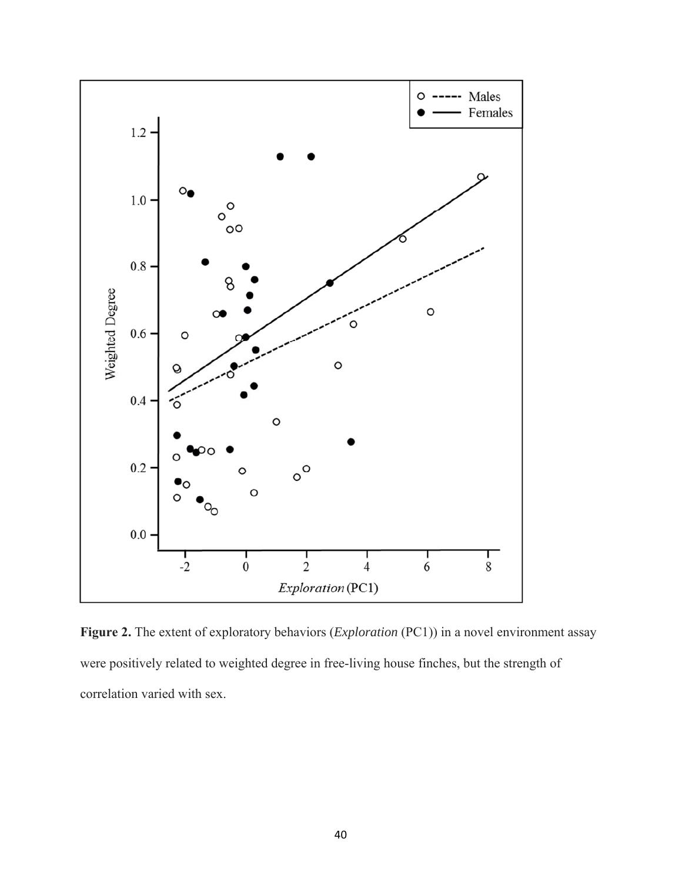Males
Females

1.2
1.0
0.8
0.6
0.4
0.2
0.0

Weighted Degree

-2
0
2
4
6
8

*Exploration* (PC1)

**Figure 2.** The extent of exploratory behaviors (*Exploration* (PC1)) in a novel environment assay were positively related to weighted degree in free-living house finches, but the strength of correlation varied with sex.